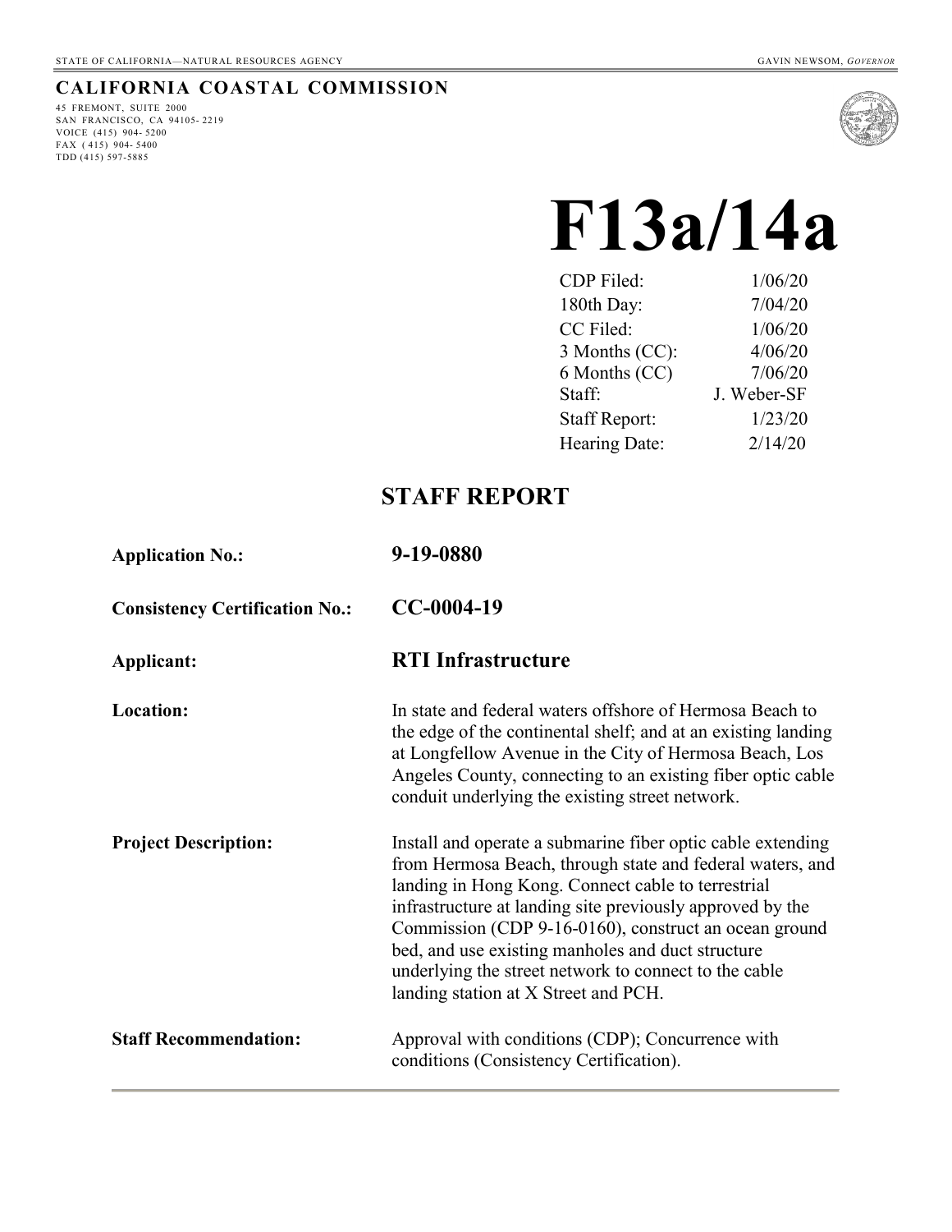STATE OF CALIFORNIA—NATURAL RESOURCES AGENCY GAVIN NEWSOM, *GOVERNOR*

**CALIFORNIA COASTAL COMMISSION**

45 FREMONT, SUITE 2000
SAN FRANCISCO, CA 94105- 2219
VOICE (415) 904- 5200
FAX ( 415) 904- 5400
TDD (415) 597-5885

# F13a/14a

| | |
|---|---|
| CDP Filed: | 1/06/20 |
| 180th Day: | 7/04/20 |
| CC Filed: | 1/06/20 |
| 3 Months (CC): | 4/06/20 |
| 6 Months (CC) | 7/06/20 |
| Staff: | J. Weber-SF |
| Staff Report: | 1/23/20 |
| Hearing Date: | 2/14/20 |

## STAFF REPORT

| | |
|---|---|
| **Application No.:** | **9-19-0880** |
| **Consistency Certification No.:** | **CC-0004-19** |
| **Applicant:** | **RTI Infrastructure** |
| **Location:** | In state and federal waters offshore of Hermosa Beach to the edge of the continental shelf; and at an existing landing at Longfellow Avenue in the City of Hermosa Beach, Los Angeles County, connecting to an existing fiber optic cable conduit underlying the existing street network. |
| **Project Description:** | Install and operate a submarine fiber optic cable extending from Hermosa Beach, through state and federal waters, and landing in Hong Kong. Connect cable to terrestrial infrastructure at landing site previously approved by the Commission (CDP 9-16-0160), construct an ocean ground bed, and use existing manholes and duct structure underlying the street network to connect to the cable landing station at X Street and PCH. |
| **Staff Recommendation:** | Approval with conditions (CDP); Concurrence with conditions (Consistency Certification). |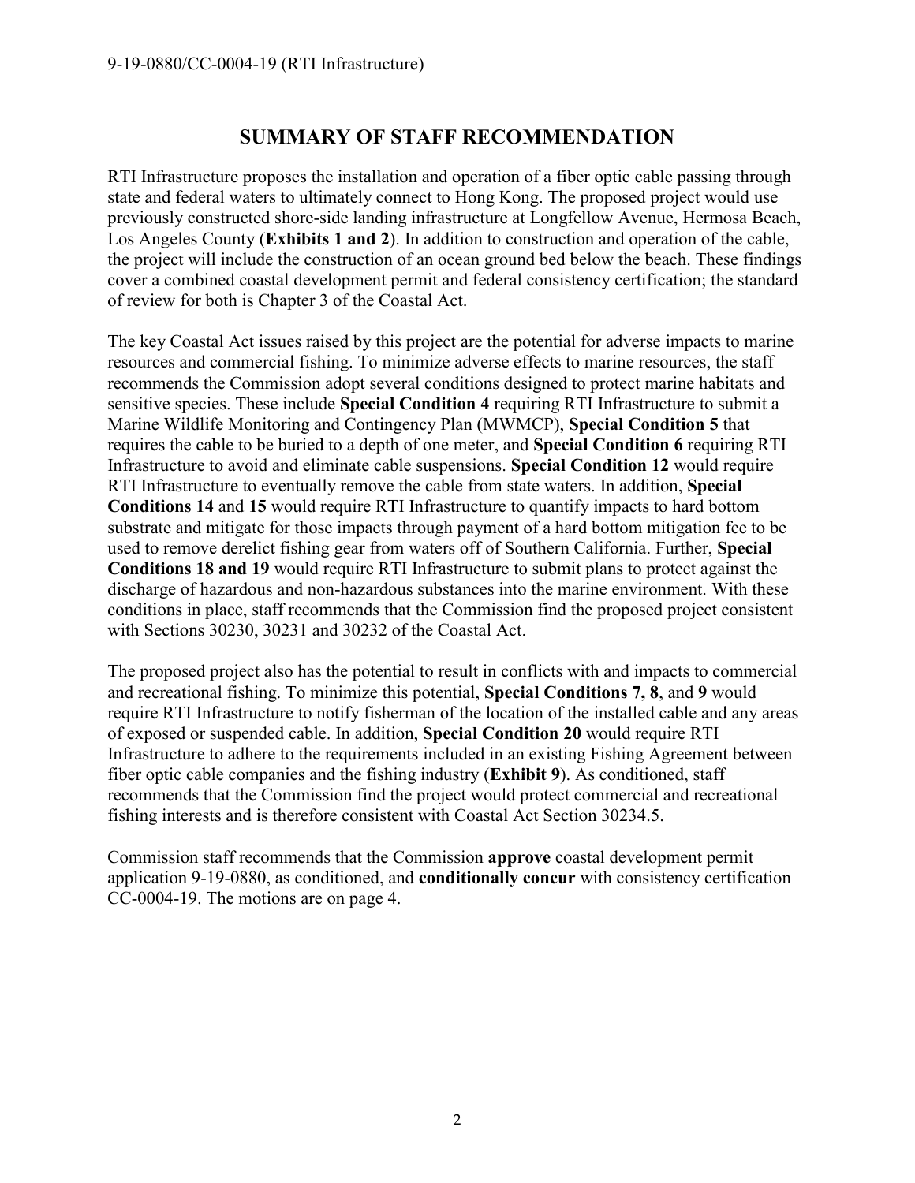## SUMMARY OF STAFF RECOMMENDATION

RTI Infrastructure proposes the installation and operation of a fiber optic cable passing through state and federal waters to ultimately connect to Hong Kong. The proposed project would use previously constructed shore-side landing infrastructure at Longfellow Avenue, Hermosa Beach, Los Angeles County (**Exhibits 1 and 2**). In addition to construction and operation of the cable, the project will include the construction of an ocean ground bed below the beach. These findings cover a combined coastal development permit and federal consistency certification; the standard of review for both is Chapter 3 of the Coastal Act.

The key Coastal Act issues raised by this project are the potential for adverse impacts to marine resources and commercial fishing. To minimize adverse effects to marine resources, the staff recommends the Commission adopt several conditions designed to protect marine habitats and sensitive species. These include **Special Condition 4** requiring RTI Infrastructure to submit a Marine Wildlife Monitoring and Contingency Plan (MWMCP), **Special Condition 5** that requires the cable to be buried to a depth of one meter, and **Special Condition 6** requiring RTI Infrastructure to avoid and eliminate cable suspensions. **Special Condition 12** would require RTI Infrastructure to eventually remove the cable from state waters. In addition, **Special Conditions 14** and **15** would require RTI Infrastructure to quantify impacts to hard bottom substrate and mitigate for those impacts through payment of a hard bottom mitigation fee to be used to remove derelict fishing gear from waters off of Southern California. Further, **Special Conditions 18 and 19** would require RTI Infrastructure to submit plans to protect against the discharge of hazardous and non-hazardous substances into the marine environment. With these conditions in place, staff recommends that the Commission find the proposed project consistent with Sections 30230, 30231 and 30232 of the Coastal Act.

The proposed project also has the potential to result in conflicts with and impacts to commercial and recreational fishing. To minimize this potential, **Special Conditions 7, 8**, and **9** would require RTI Infrastructure to notify fisherman of the location of the installed cable and any areas of exposed or suspended cable. In addition, **Special Condition 20** would require RTI Infrastructure to adhere to the requirements included in an existing Fishing Agreement between fiber optic cable companies and the fishing industry (**Exhibit 9**). As conditioned, staff recommends that the Commission find the project would protect commercial and recreational fishing interests and is therefore consistent with Coastal Act Section 30234.5.

Commission staff recommends that the Commission **approve** coastal development permit application 9-19-0880, as conditioned, and **conditionally concur** with consistency certification CC-0004-19. The motions are on page 4.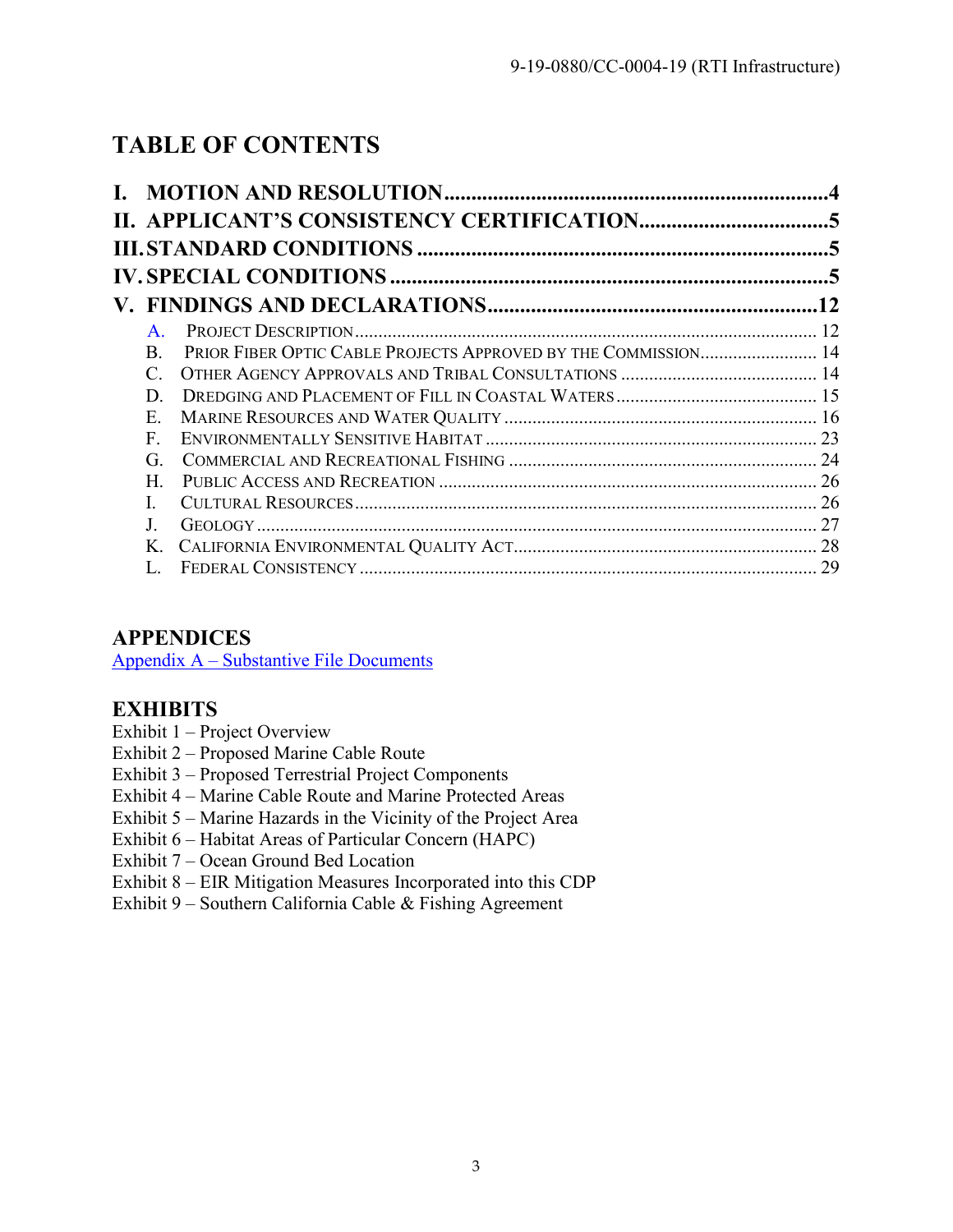# TABLE OF CONTENTS

**I. MOTION AND RESOLUTION** .......... **4**

**II. APPLICANT'S CONSISTENCY CERTIFICATION** .......... **5**

**III. STANDARD CONDITIONS** .......... **5**

**IV. SPECIAL CONDITIONS** .......... **5**

**V. FINDINGS AND DECLARATIONS** .......... **12**

- A. PROJECT DESCRIPTION .......... 12
- B. PRIOR FIBER OPTIC CABLE PROJECTS APPROVED BY THE COMMISSION .......... 14
- C. OTHER AGENCY APPROVALS AND TRIBAL CONSULTATIONS .......... 14
- D. DREDGING AND PLACEMENT OF FILL IN COASTAL WATERS .......... 15
- E. MARINE RESOURCES AND WATER QUALITY .......... 16
- F. ENVIRONMENTALLY SENSITIVE HABITAT .......... 23
- G. COMMERCIAL AND RECREATIONAL FISHING .......... 24
- H. PUBLIC ACCESS AND RECREATION .......... 26
- I. CULTURAL RESOURCES .......... 26
- J. GEOLOGY .......... 27
- K. CALIFORNIA ENVIRONMENTAL QUALITY ACT .......... 28
- L. FEDERAL CONSISTENCY .......... 29

## APPENDICES

Appendix A – Substantive File Documents

## EXHIBITS

Exhibit 1 – Project Overview
Exhibit 2 – Proposed Marine Cable Route
Exhibit 3 – Proposed Terrestrial Project Components
Exhibit 4 – Marine Cable Route and Marine Protected Areas
Exhibit 5 – Marine Hazards in the Vicinity of the Project Area
Exhibit 6 – Habitat Areas of Particular Concern (HAPC)
Exhibit 7 – Ocean Ground Bed Location
Exhibit 8 – EIR Mitigation Measures Incorporated into this CDP
Exhibit 9 – Southern California Cable & Fishing Agreement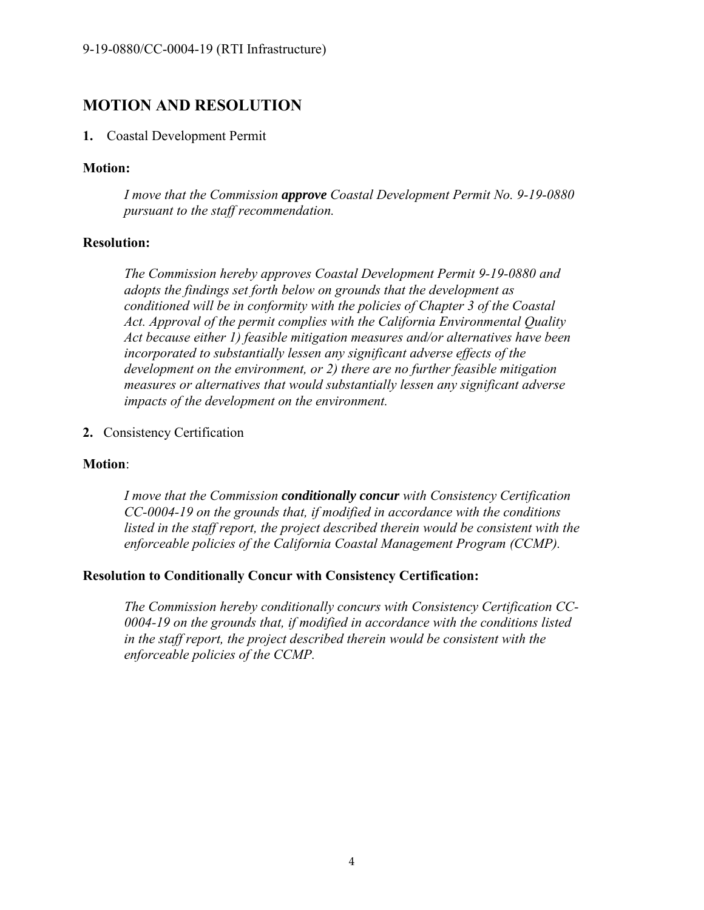# MOTION AND RESOLUTION

**1.** Coastal Development Permit

**Motion:**

> *I move that the Commission **approve** Coastal Development Permit No. 9-19-0880 pursuant to the staff recommendation.*

**Resolution:**

> *The Commission hereby approves Coastal Development Permit 9-19-0880 and adopts the findings set forth below on grounds that the development as conditioned will be in conformity with the policies of Chapter 3 of the Coastal Act. Approval of the permit complies with the California Environmental Quality Act because either 1) feasible mitigation measures and/or alternatives have been incorporated to substantially lessen any significant adverse effects of the development on the environment, or 2) there are no further feasible mitigation measures or alternatives that would substantially lessen any significant adverse impacts of the development on the environment.*

**2.** Consistency Certification

**Motion**:

> *I move that the Commission **conditionally concur** with Consistency Certification CC-0004-19 on the grounds that, if modified in accordance with the conditions listed in the staff report, the project described therein would be consistent with the enforceable policies of the California Coastal Management Program (CCMP).*

**Resolution to Conditionally Concur with Consistency Certification:**

> *The Commission hereby conditionally concurs with Consistency Certification CC-0004-19 on the grounds that, if modified in accordance with the conditions listed in the staff report, the project described therein would be consistent with the enforceable policies of the CCMP.*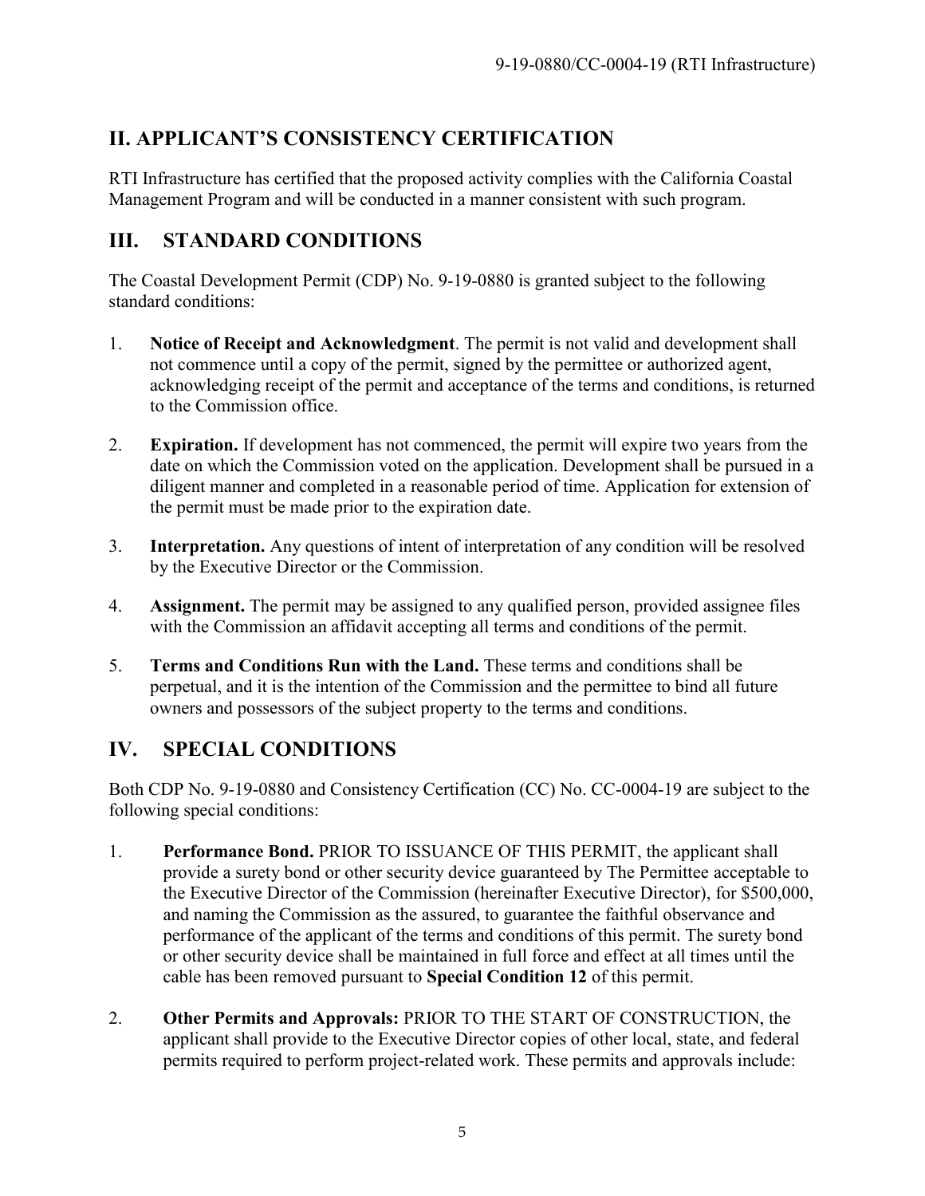## II. APPLICANT'S CONSISTENCY CERTIFICATION

RTI Infrastructure has certified that the proposed activity complies with the California Coastal Management Program and will be conducted in a manner consistent with such program.

## III. STANDARD CONDITIONS

The Coastal Development Permit (CDP) No. 9-19-0880 is granted subject to the following standard conditions:

1. **Notice of Receipt and Acknowledgment**. The permit is not valid and development shall not commence until a copy of the permit, signed by the permittee or authorized agent, acknowledging receipt of the permit and acceptance of the terms and conditions, is returned to the Commission office.

2. **Expiration.** If development has not commenced, the permit will expire two years from the date on which the Commission voted on the application. Development shall be pursued in a diligent manner and completed in a reasonable period of time. Application for extension of the permit must be made prior to the expiration date.

3. **Interpretation.** Any questions of intent of interpretation of any condition will be resolved by the Executive Director or the Commission.

4. **Assignment.** The permit may be assigned to any qualified person, provided assignee files with the Commission an affidavit accepting all terms and conditions of the permit.

5. **Terms and Conditions Run with the Land.** These terms and conditions shall be perpetual, and it is the intention of the Commission and the permittee to bind all future owners and possessors of the subject property to the terms and conditions.

## IV. SPECIAL CONDITIONS

Both CDP No. 9-19-0880 and Consistency Certification (CC) No. CC-0004-19 are subject to the following special conditions:

1. **Performance Bond.** PRIOR TO ISSUANCE OF THIS PERMIT, the applicant shall provide a surety bond or other security device guaranteed by The Permittee acceptable to the Executive Director of the Commission (hereinafter Executive Director), for $500,000, and naming the Commission as the assured, to guarantee the faithful observance and performance of the applicant of the terms and conditions of this permit. The surety bond or other security device shall be maintained in full force and effect at all times until the cable has been removed pursuant to **Special Condition 12** of this permit.

2. **Other Permits and Approvals:** PRIOR TO THE START OF CONSTRUCTION, the applicant shall provide to the Executive Director copies of other local, state, and federal permits required to perform project-related work. These permits and approvals include: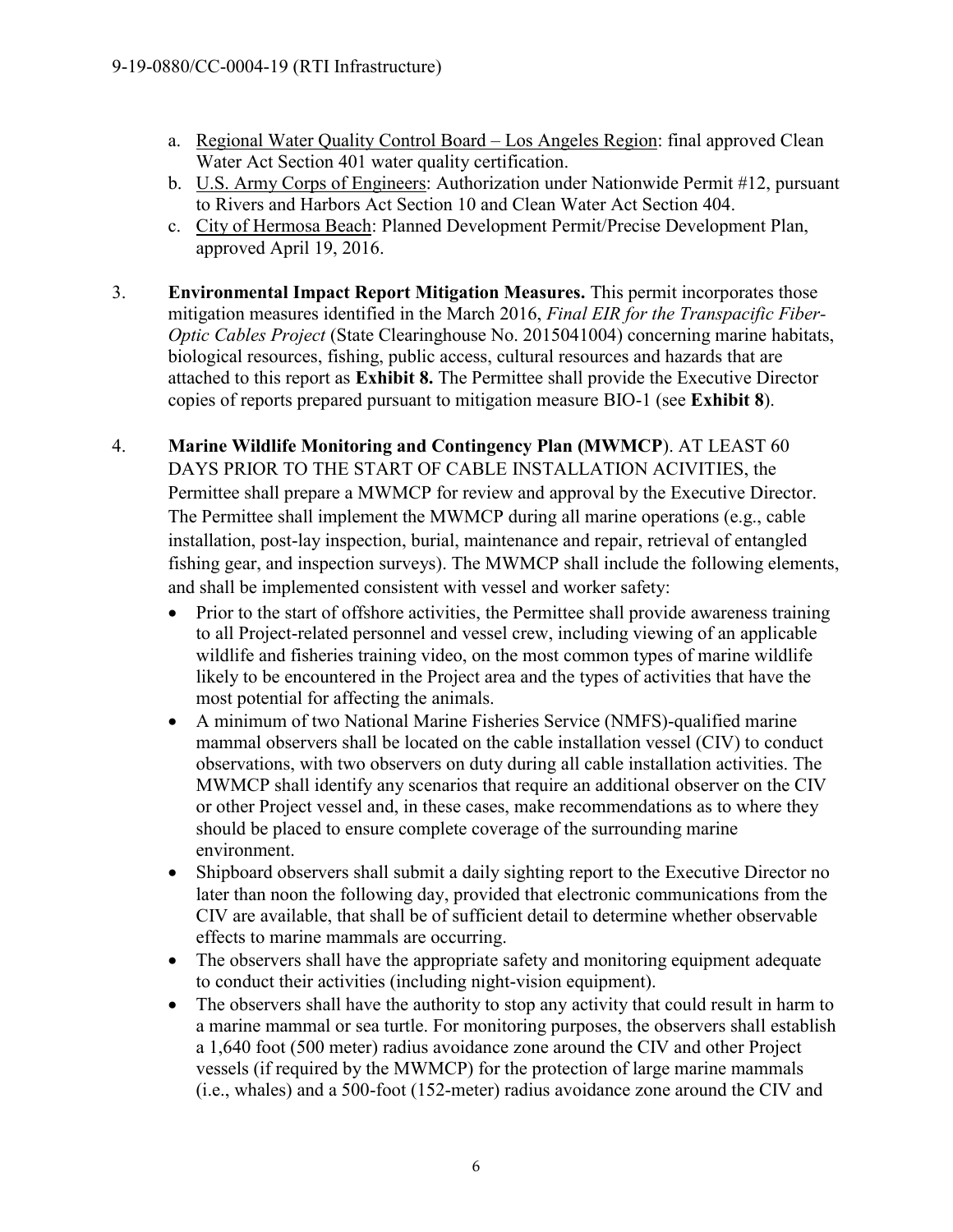a. Regional Water Quality Control Board – Los Angeles Region: final approved Clean Water Act Section 401 water quality certification.
b. U.S. Army Corps of Engineers: Authorization under Nationwide Permit #12, pursuant to Rivers and Harbors Act Section 10 and Clean Water Act Section 404.
c. City of Hermosa Beach: Planned Development Permit/Precise Development Plan, approved April 19, 2016.

3. **Environmental Impact Report Mitigation Measures.** This permit incorporates those mitigation measures identified in the March 2016, *Final EIR for the Transpacific Fiber-Optic Cables Project* (State Clearinghouse No. 2015041004) concerning marine habitats, biological resources, fishing, public access, cultural resources and hazards that are attached to this report as **Exhibit 8.** The Permittee shall provide the Executive Director copies of reports prepared pursuant to mitigation measure BIO-1 (see **Exhibit 8**).

4. **Marine Wildlife Monitoring and Contingency Plan (MWMCP**). AT LEAST 60 DAYS PRIOR TO THE START OF CABLE INSTALLATION ACIVITIES, the Permittee shall prepare a MWMCP for review and approval by the Executive Director. The Permittee shall implement the MWMCP during all marine operations (e.g., cable installation, post-lay inspection, burial, maintenance and repair, retrieval of entangled fishing gear, and inspection surveys). The MWMCP shall include the following elements, and shall be implemented consistent with vessel and worker safety:
   - Prior to the start of offshore activities, the Permittee shall provide awareness training to all Project-related personnel and vessel crew, including viewing of an applicable wildlife and fisheries training video, on the most common types of marine wildlife likely to be encountered in the Project area and the types of activities that have the most potential for affecting the animals.
   - A minimum of two National Marine Fisheries Service (NMFS)-qualified marine mammal observers shall be located on the cable installation vessel (CIV) to conduct observations, with two observers on duty during all cable installation activities. The MWMCP shall identify any scenarios that require an additional observer on the CIV or other Project vessel and, in these cases, make recommendations as to where they should be placed to ensure complete coverage of the surrounding marine environment.
   - Shipboard observers shall submit a daily sighting report to the Executive Director no later than noon the following day, provided that electronic communications from the CIV are available, that shall be of sufficient detail to determine whether observable effects to marine mammals are occurring.
   - The observers shall have the appropriate safety and monitoring equipment adequate to conduct their activities (including night-vision equipment).
   - The observers shall have the authority to stop any activity that could result in harm to a marine mammal or sea turtle. For monitoring purposes, the observers shall establish a 1,640 foot (500 meter) radius avoidance zone around the CIV and other Project vessels (if required by the MWMCP) for the protection of large marine mammals (i.e., whales) and a 500-foot (152-meter) radius avoidance zone around the CIV and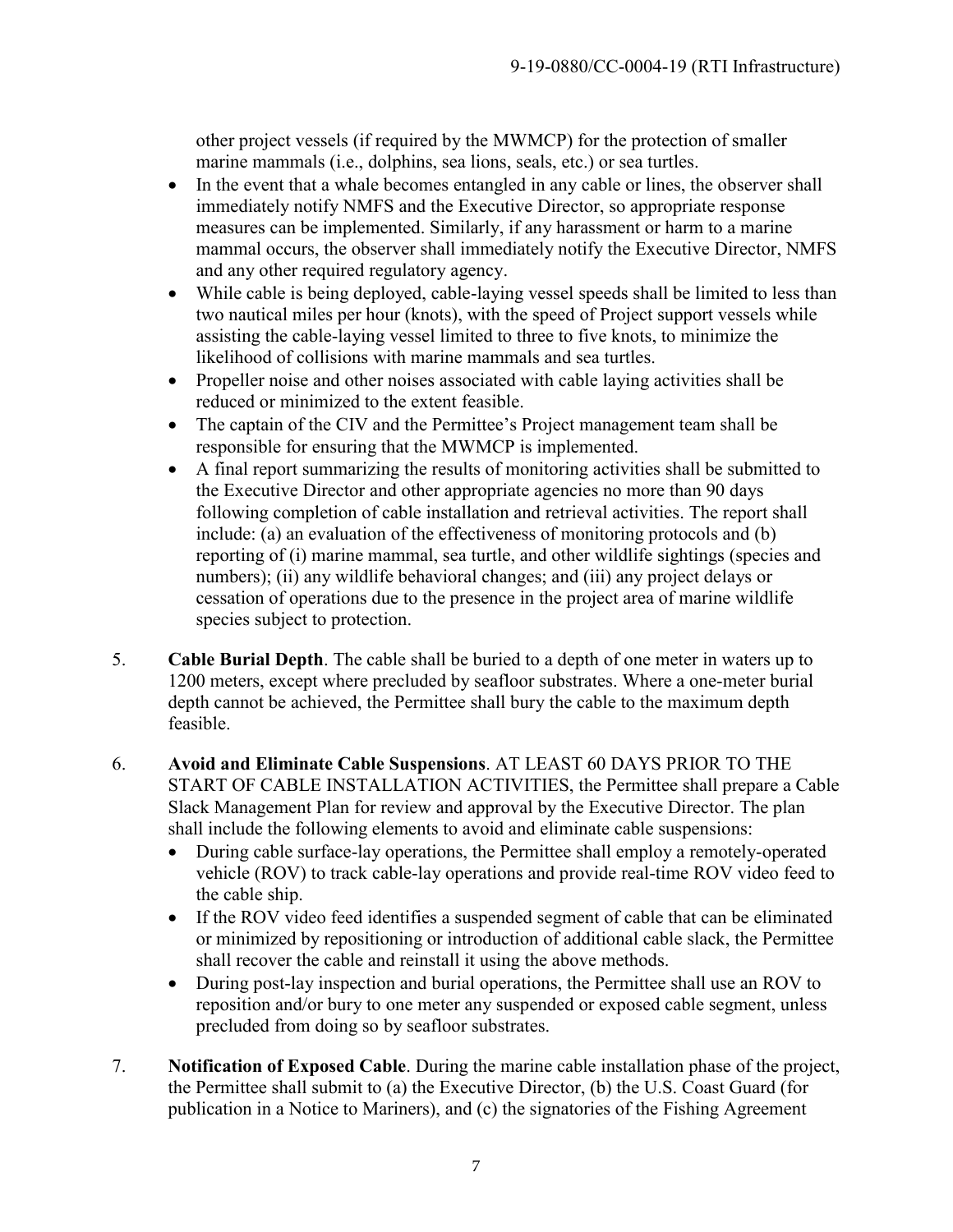other project vessels (if required by the MWMCP) for the protection of smaller marine mammals (i.e., dolphins, sea lions, seals, etc.) or sea turtles.

- In the event that a whale becomes entangled in any cable or lines, the observer shall immediately notify NMFS and the Executive Director, so appropriate response measures can be implemented. Similarly, if any harassment or harm to a marine mammal occurs, the observer shall immediately notify the Executive Director, NMFS and any other required regulatory agency.
- While cable is being deployed, cable-laying vessel speeds shall be limited to less than two nautical miles per hour (knots), with the speed of Project support vessels while assisting the cable-laying vessel limited to three to five knots, to minimize the likelihood of collisions with marine mammals and sea turtles.
- Propeller noise and other noises associated with cable laying activities shall be reduced or minimized to the extent feasible.
- The captain of the CIV and the Permittee's Project management team shall be responsible for ensuring that the MWMCP is implemented.
- A final report summarizing the results of monitoring activities shall be submitted to the Executive Director and other appropriate agencies no more than 90 days following completion of cable installation and retrieval activities. The report shall include: (a) an evaluation of the effectiveness of monitoring protocols and (b) reporting of (i) marine mammal, sea turtle, and other wildlife sightings (species and numbers); (ii) any wildlife behavioral changes; and (iii) any project delays or cessation of operations due to the presence in the project area of marine wildlife species subject to protection.

5. **Cable Burial Depth**. The cable shall be buried to a depth of one meter in waters up to 1200 meters, except where precluded by seafloor substrates. Where a one-meter burial depth cannot be achieved, the Permittee shall bury the cable to the maximum depth feasible.

6. **Avoid and Eliminate Cable Suspensions**. AT LEAST 60 DAYS PRIOR TO THE START OF CABLE INSTALLATION ACTIVITIES, the Permittee shall prepare a Cable Slack Management Plan for review and approval by the Executive Director. The plan shall include the following elements to avoid and eliminate cable suspensions:
   - During cable surface-lay operations, the Permittee shall employ a remotely-operated vehicle (ROV) to track cable-lay operations and provide real-time ROV video feed to the cable ship.
   - If the ROV video feed identifies a suspended segment of cable that can be eliminated or minimized by repositioning or introduction of additional cable slack, the Permittee shall recover the cable and reinstall it using the above methods.
   - During post-lay inspection and burial operations, the Permittee shall use an ROV to reposition and/or bury to one meter any suspended or exposed cable segment, unless precluded from doing so by seafloor substrates.

7. **Notification of Exposed Cable**. During the marine cable installation phase of the project, the Permittee shall submit to (a) the Executive Director, (b) the U.S. Coast Guard (for publication in a Notice to Mariners), and (c) the signatories of the Fishing Agreement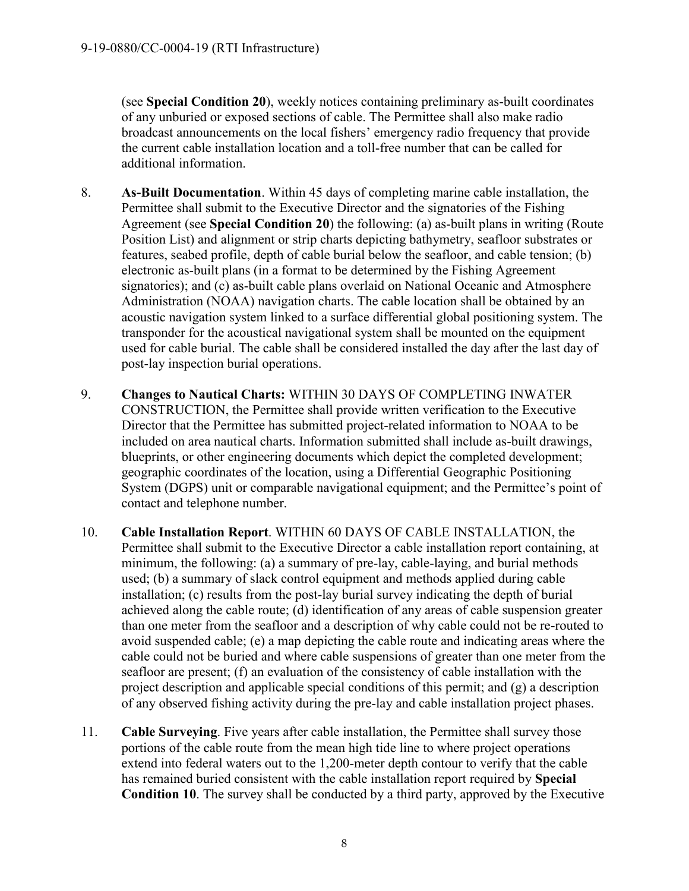(see **Special Condition 20**), weekly notices containing preliminary as-built coordinates of any unburied or exposed sections of cable. The Permittee shall also make radio broadcast announcements on the local fishers' emergency radio frequency that provide the current cable installation location and a toll-free number that can be called for additional information.

8. **As-Built Documentation**. Within 45 days of completing marine cable installation, the Permittee shall submit to the Executive Director and the signatories of the Fishing Agreement (see **Special Condition 20**) the following: (a) as-built plans in writing (Route Position List) and alignment or strip charts depicting bathymetry, seafloor substrates or features, seabed profile, depth of cable burial below the seafloor, and cable tension; (b) electronic as-built plans (in a format to be determined by the Fishing Agreement signatories); and (c) as-built cable plans overlaid on National Oceanic and Atmosphere Administration (NOAA) navigation charts. The cable location shall be obtained by an acoustic navigation system linked to a surface differential global positioning system. The transponder for the acoustical navigational system shall be mounted on the equipment used for cable burial. The cable shall be considered installed the day after the last day of post-lay inspection burial operations.

9. **Changes to Nautical Charts:** WITHIN 30 DAYS OF COMPLETING INWATER CONSTRUCTION, the Permittee shall provide written verification to the Executive Director that the Permittee has submitted project-related information to NOAA to be included on area nautical charts. Information submitted shall include as-built drawings, blueprints, or other engineering documents which depict the completed development; geographic coordinates of the location, using a Differential Geographic Positioning System (DGPS) unit or comparable navigational equipment; and the Permittee's point of contact and telephone number.

10. **Cable Installation Report**. WITHIN 60 DAYS OF CABLE INSTALLATION, the Permittee shall submit to the Executive Director a cable installation report containing, at minimum, the following: (a) a summary of pre-lay, cable-laying, and burial methods used; (b) a summary of slack control equipment and methods applied during cable installation; (c) results from the post-lay burial survey indicating the depth of burial achieved along the cable route; (d) identification of any areas of cable suspension greater than one meter from the seafloor and a description of why cable could not be re-routed to avoid suspended cable; (e) a map depicting the cable route and indicating areas where the cable could not be buried and where cable suspensions of greater than one meter from the seafloor are present; (f) an evaluation of the consistency of cable installation with the project description and applicable special conditions of this permit; and (g) a description of any observed fishing activity during the pre-lay and cable installation project phases.

11. **Cable Surveying**. Five years after cable installation, the Permittee shall survey those portions of the cable route from the mean high tide line to where project operations extend into federal waters out to the 1,200-meter depth contour to verify that the cable has remained buried consistent with the cable installation report required by **Special Condition 10**. The survey shall be conducted by a third party, approved by the Executive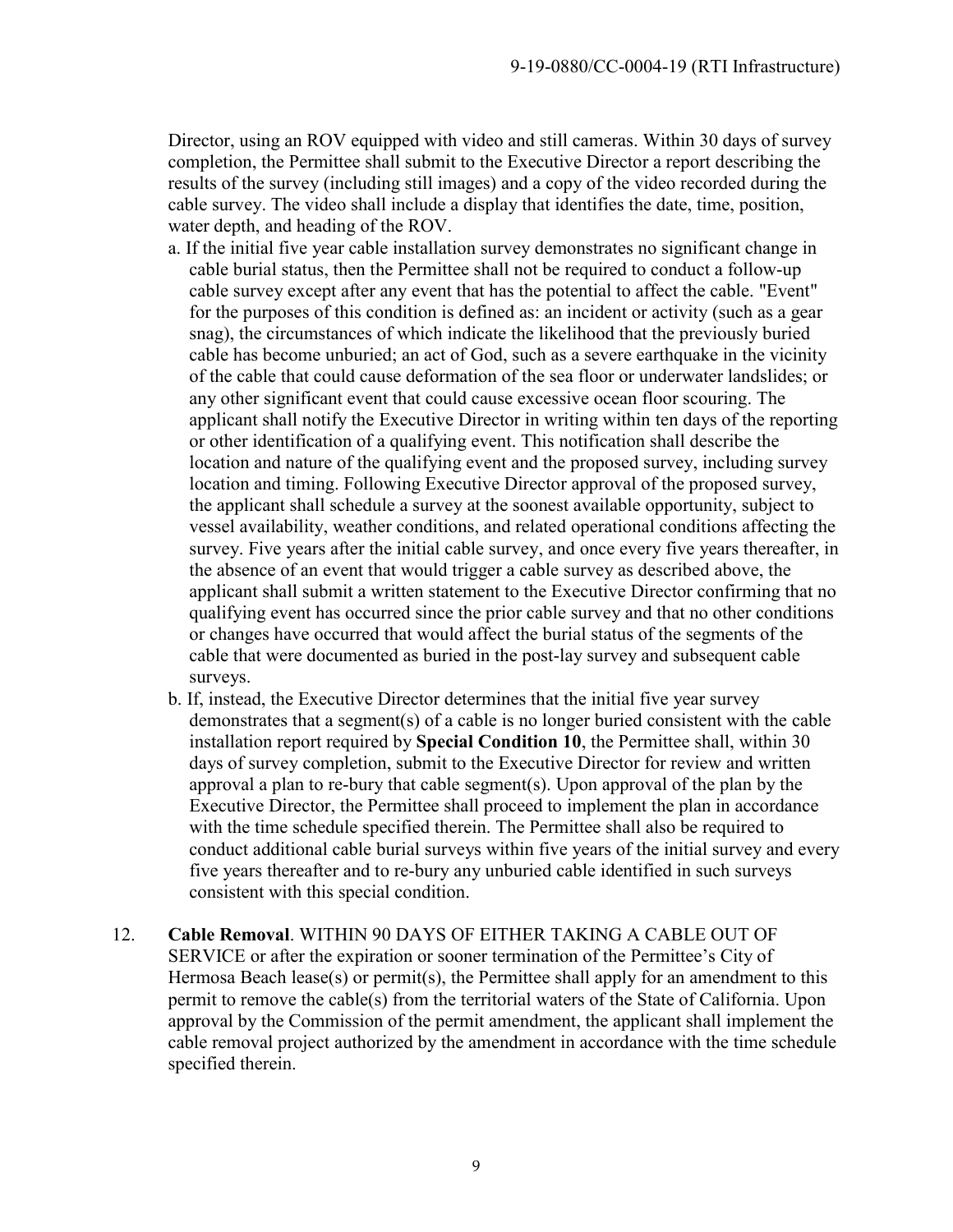Director, using an ROV equipped with video and still cameras. Within 30 days of survey completion, the Permittee shall submit to the Executive Director a report describing the results of the survey (including still images) and a copy of the video recorded during the cable survey. The video shall include a display that identifies the date, time, position, water depth, and heading of the ROV.

a. If the initial five year cable installation survey demonstrates no significant change in cable burial status, then the Permittee shall not be required to conduct a follow-up cable survey except after any event that has the potential to affect the cable. "Event" for the purposes of this condition is defined as: an incident or activity (such as a gear snag), the circumstances of which indicate the likelihood that the previously buried cable has become unburied; an act of God, such as a severe earthquake in the vicinity of the cable that could cause deformation of the sea floor or underwater landslides; or any other significant event that could cause excessive ocean floor scouring. The applicant shall notify the Executive Director in writing within ten days of the reporting or other identification of a qualifying event. This notification shall describe the location and nature of the qualifying event and the proposed survey, including survey location and timing. Following Executive Director approval of the proposed survey, the applicant shall schedule a survey at the soonest available opportunity, subject to vessel availability, weather conditions, and related operational conditions affecting the survey. Five years after the initial cable survey, and once every five years thereafter, in the absence of an event that would trigger a cable survey as described above, the applicant shall submit a written statement to the Executive Director confirming that no qualifying event has occurred since the prior cable survey and that no other conditions or changes have occurred that would affect the burial status of the segments of the cable that were documented as buried in the post-lay survey and subsequent cable surveys.

b. If, instead, the Executive Director determines that the initial five year survey demonstrates that a segment(s) of a cable is no longer buried consistent with the cable installation report required by **Special Condition 10**, the Permittee shall, within 30 days of survey completion, submit to the Executive Director for review and written approval a plan to re-bury that cable segment(s). Upon approval of the plan by the Executive Director, the Permittee shall proceed to implement the plan in accordance with the time schedule specified therein. The Permittee shall also be required to conduct additional cable burial surveys within five years of the initial survey and every five years thereafter and to re-bury any unburied cable identified in such surveys consistent with this special condition.

12. **Cable Removal**. WITHIN 90 DAYS OF EITHER TAKING A CABLE OUT OF SERVICE or after the expiration or sooner termination of the Permittee's City of Hermosa Beach lease(s) or permit(s), the Permittee shall apply for an amendment to this permit to remove the cable(s) from the territorial waters of the State of California. Upon approval by the Commission of the permit amendment, the applicant shall implement the cable removal project authorized by the amendment in accordance with the time schedule specified therein.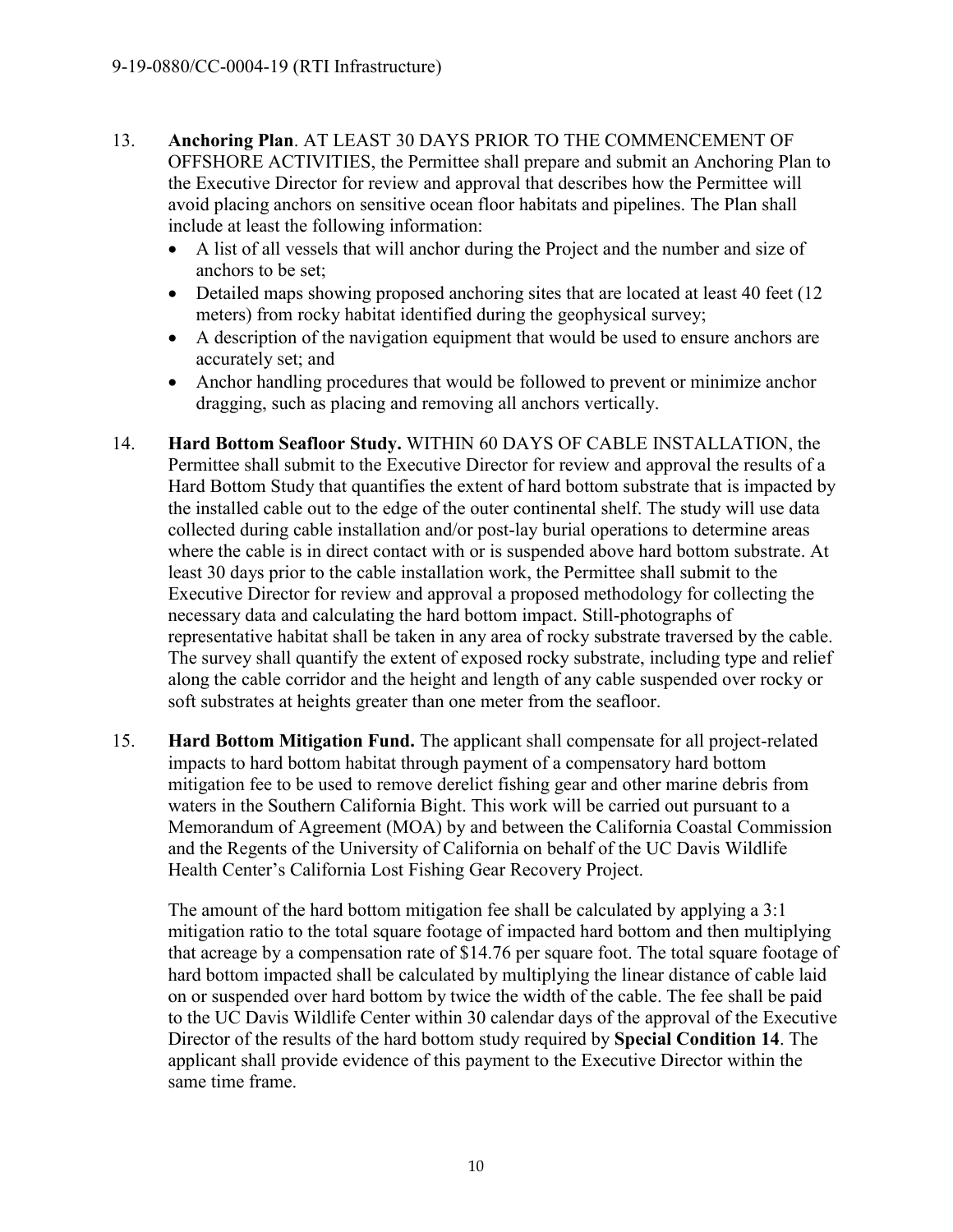13. **Anchoring Plan**. AT LEAST 30 DAYS PRIOR TO THE COMMENCEMENT OF OFFSHORE ACTIVITIES, the Permittee shall prepare and submit an Anchoring Plan to the Executive Director for review and approval that describes how the Permittee will avoid placing anchors on sensitive ocean floor habitats and pipelines. The Plan shall include at least the following information:
    - A list of all vessels that will anchor during the Project and the number and size of anchors to be set;
    - Detailed maps showing proposed anchoring sites that are located at least 40 feet (12 meters) from rocky habitat identified during the geophysical survey;
    - A description of the navigation equipment that would be used to ensure anchors are accurately set; and
    - Anchor handling procedures that would be followed to prevent or minimize anchor dragging, such as placing and removing all anchors vertically.

14. **Hard Bottom Seafloor Study.** WITHIN 60 DAYS OF CABLE INSTALLATION, the Permittee shall submit to the Executive Director for review and approval the results of a Hard Bottom Study that quantifies the extent of hard bottom substrate that is impacted by the installed cable out to the edge of the outer continental shelf. The study will use data collected during cable installation and/or post-lay burial operations to determine areas where the cable is in direct contact with or is suspended above hard bottom substrate. At least 30 days prior to the cable installation work, the Permittee shall submit to the Executive Director for review and approval a proposed methodology for collecting the necessary data and calculating the hard bottom impact. Still-photographs of representative habitat shall be taken in any area of rocky substrate traversed by the cable. The survey shall quantify the extent of exposed rocky substrate, including type and relief along the cable corridor and the height and length of any cable suspended over rocky or soft substrates at heights greater than one meter from the seafloor.

15. **Hard Bottom Mitigation Fund.** The applicant shall compensate for all project-related impacts to hard bottom habitat through payment of a compensatory hard bottom mitigation fee to be used to remove derelict fishing gear and other marine debris from waters in the Southern California Bight. This work will be carried out pursuant to a Memorandum of Agreement (MOA) by and between the California Coastal Commission and the Regents of the University of California on behalf of the UC Davis Wildlife Health Center's California Lost Fishing Gear Recovery Project.

    The amount of the hard bottom mitigation fee shall be calculated by applying a 3:1 mitigation ratio to the total square footage of impacted hard bottom and then multiplying that acreage by a compensation rate of $14.76 per square foot. The total square footage of hard bottom impacted shall be calculated by multiplying the linear distance of cable laid on or suspended over hard bottom by twice the width of the cable. The fee shall be paid to the UC Davis Wildlife Center within 30 calendar days of the approval of the Executive Director of the results of the hard bottom study required by **Special Condition 14**. The applicant shall provide evidence of this payment to the Executive Director within the same time frame.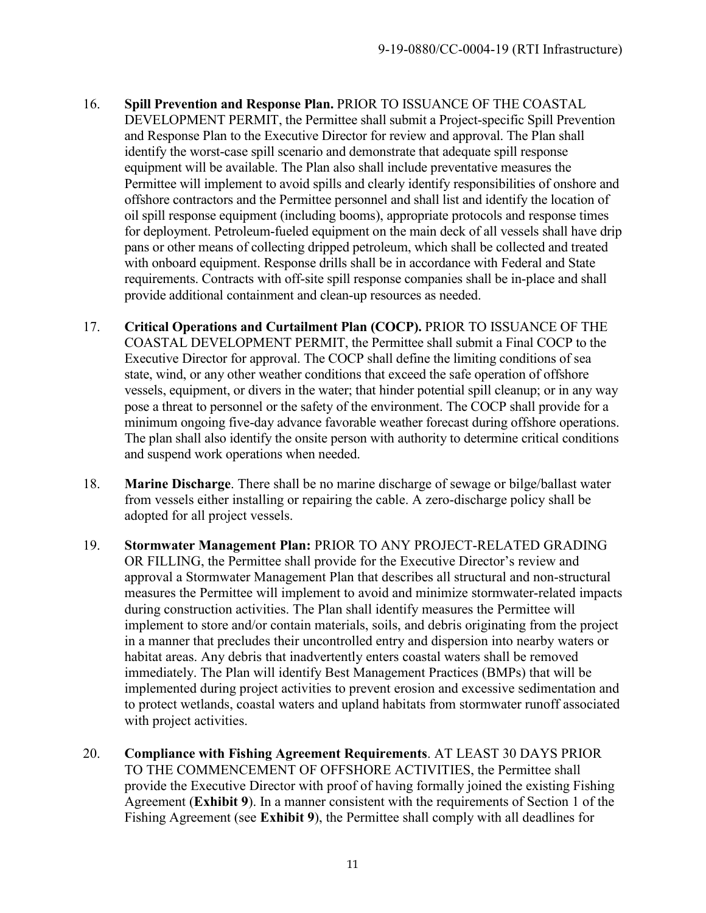16. **Spill Prevention and Response Plan.** PRIOR TO ISSUANCE OF THE COASTAL DEVELOPMENT PERMIT, the Permittee shall submit a Project-specific Spill Prevention and Response Plan to the Executive Director for review and approval. The Plan shall identify the worst-case spill scenario and demonstrate that adequate spill response equipment will be available. The Plan also shall include preventative measures the Permittee will implement to avoid spills and clearly identify responsibilities of onshore and offshore contractors and the Permittee personnel and shall list and identify the location of oil spill response equipment (including booms), appropriate protocols and response times for deployment. Petroleum-fueled equipment on the main deck of all vessels shall have drip pans or other means of collecting dripped petroleum, which shall be collected and treated with onboard equipment. Response drills shall be in accordance with Federal and State requirements. Contracts with off-site spill response companies shall be in-place and shall provide additional containment and clean-up resources as needed.

17. **Critical Operations and Curtailment Plan (COCP).** PRIOR TO ISSUANCE OF THE COASTAL DEVELOPMENT PERMIT, the Permittee shall submit a Final COCP to the Executive Director for approval. The COCP shall define the limiting conditions of sea state, wind, or any other weather conditions that exceed the safe operation of offshore vessels, equipment, or divers in the water; that hinder potential spill cleanup; or in any way pose a threat to personnel or the safety of the environment. The COCP shall provide for a minimum ongoing five-day advance favorable weather forecast during offshore operations. The plan shall also identify the onsite person with authority to determine critical conditions and suspend work operations when needed.

18. **Marine Discharge**. There shall be no marine discharge of sewage or bilge/ballast water from vessels either installing or repairing the cable. A zero-discharge policy shall be adopted for all project vessels.

19. **Stormwater Management Plan:** PRIOR TO ANY PROJECT-RELATED GRADING OR FILLING, the Permittee shall provide for the Executive Director's review and approval a Stormwater Management Plan that describes all structural and non-structural measures the Permittee will implement to avoid and minimize stormwater-related impacts during construction activities. The Plan shall identify measures the Permittee will implement to store and/or contain materials, soils, and debris originating from the project in a manner that precludes their uncontrolled entry and dispersion into nearby waters or habitat areas. Any debris that inadvertently enters coastal waters shall be removed immediately. The Plan will identify Best Management Practices (BMPs) that will be implemented during project activities to prevent erosion and excessive sedimentation and to protect wetlands, coastal waters and upland habitats from stormwater runoff associated with project activities.

20. **Compliance with Fishing Agreement Requirements**. AT LEAST 30 DAYS PRIOR TO THE COMMENCEMENT OF OFFSHORE ACTIVITIES, the Permittee shall provide the Executive Director with proof of having formally joined the existing Fishing Agreement (**Exhibit 9**). In a manner consistent with the requirements of Section 1 of the Fishing Agreement (see **Exhibit 9**), the Permittee shall comply with all deadlines for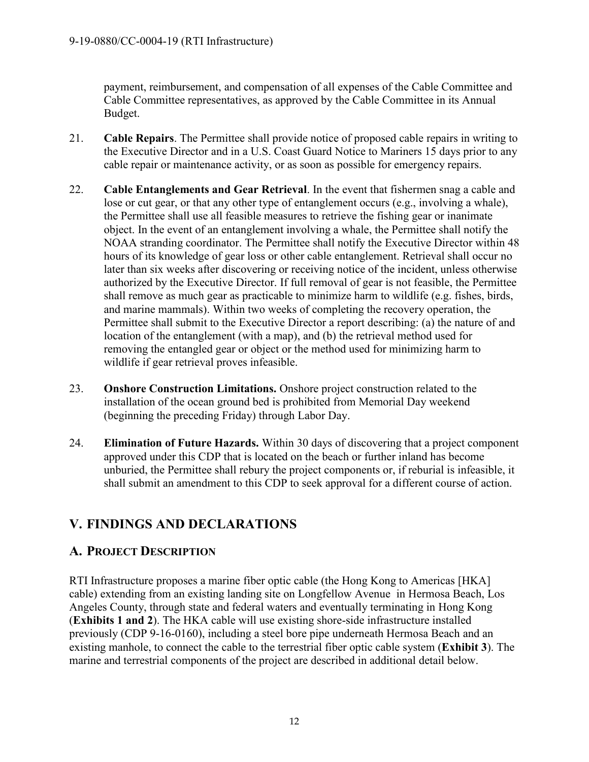payment, reimbursement, and compensation of all expenses of the Cable Committee and Cable Committee representatives, as approved by the Cable Committee in its Annual Budget.

21. **Cable Repairs**. The Permittee shall provide notice of proposed cable repairs in writing to the Executive Director and in a U.S. Coast Guard Notice to Mariners 15 days prior to any cable repair or maintenance activity, or as soon as possible for emergency repairs.

22. **Cable Entanglements and Gear Retrieval**. In the event that fishermen snag a cable and lose or cut gear, or that any other type of entanglement occurs (e.g., involving a whale), the Permittee shall use all feasible measures to retrieve the fishing gear or inanimate object. In the event of an entanglement involving a whale, the Permittee shall notify the NOAA stranding coordinator. The Permittee shall notify the Executive Director within 48 hours of its knowledge of gear loss or other cable entanglement. Retrieval shall occur no later than six weeks after discovering or receiving notice of the incident, unless otherwise authorized by the Executive Director. If full removal of gear is not feasible, the Permittee shall remove as much gear as practicable to minimize harm to wildlife (e.g. fishes, birds, and marine mammals). Within two weeks of completing the recovery operation, the Permittee shall submit to the Executive Director a report describing: (a) the nature of and location of the entanglement (with a map), and (b) the retrieval method used for removing the entangled gear or object or the method used for minimizing harm to wildlife if gear retrieval proves infeasible.

23. **Onshore Construction Limitations.** Onshore project construction related to the installation of the ocean ground bed is prohibited from Memorial Day weekend (beginning the preceding Friday) through Labor Day.

24. **Elimination of Future Hazards.** Within 30 days of discovering that a project component approved under this CDP that is located on the beach or further inland has become unburied, the Permittee shall rebury the project components or, if reburial is infeasible, it shall submit an amendment to this CDP to seek approval for a different course of action.

# V. FINDINGS AND DECLARATIONS

## A. PROJECT DESCRIPTION

RTI Infrastructure proposes a marine fiber optic cable (the Hong Kong to Americas [HKA] cable) extending from an existing landing site on Longfellow Avenue in Hermosa Beach, Los Angeles County, through state and federal waters and eventually terminating in Hong Kong (**Exhibits 1 and 2**). The HKA cable will use existing shore-side infrastructure installed previously (CDP 9-16-0160), including a steel bore pipe underneath Hermosa Beach and an existing manhole, to connect the cable to the terrestrial fiber optic cable system (**Exhibit 3**). The marine and terrestrial components of the project are described in additional detail below.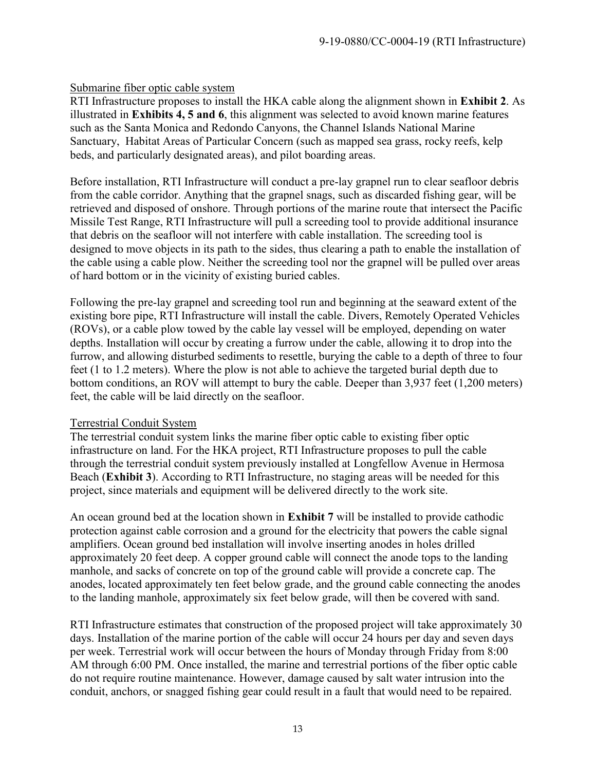Submarine fiber optic cable system

RTI Infrastructure proposes to install the HKA cable along the alignment shown in **Exhibit 2**. As illustrated in **Exhibits 4, 5 and 6**, this alignment was selected to avoid known marine features such as the Santa Monica and Redondo Canyons, the Channel Islands National Marine Sanctuary, Habitat Areas of Particular Concern (such as mapped sea grass, rocky reefs, kelp beds, and particularly designated areas), and pilot boarding areas.

Before installation, RTI Infrastructure will conduct a pre-lay grapnel run to clear seafloor debris from the cable corridor. Anything that the grapnel snags, such as discarded fishing gear, will be retrieved and disposed of onshore. Through portions of the marine route that intersect the Pacific Missile Test Range, RTI Infrastructure will pull a screeding tool to provide additional insurance that debris on the seafloor will not interfere with cable installation. The screeding tool is designed to move objects in its path to the sides, thus clearing a path to enable the installation of the cable using a cable plow. Neither the screeding tool nor the grapnel will be pulled over areas of hard bottom or in the vicinity of existing buried cables.

Following the pre-lay grapnel and screeding tool run and beginning at the seaward extent of the existing bore pipe, RTI Infrastructure will install the cable. Divers, Remotely Operated Vehicles (ROVs), or a cable plow towed by the cable lay vessel will be employed, depending on water depths. Installation will occur by creating a furrow under the cable, allowing it to drop into the furrow, and allowing disturbed sediments to resettle, burying the cable to a depth of three to four feet (1 to 1.2 meters). Where the plow is not able to achieve the targeted burial depth due to bottom conditions, an ROV will attempt to bury the cable. Deeper than 3,937 feet (1,200 meters) feet, the cable will be laid directly on the seafloor.

Terrestrial Conduit System

The terrestrial conduit system links the marine fiber optic cable to existing fiber optic infrastructure on land. For the HKA project, RTI Infrastructure proposes to pull the cable through the terrestrial conduit system previously installed at Longfellow Avenue in Hermosa Beach (**Exhibit 3**). According to RTI Infrastructure, no staging areas will be needed for this project, since materials and equipment will be delivered directly to the work site.

An ocean ground bed at the location shown in **Exhibit 7** will be installed to provide cathodic protection against cable corrosion and a ground for the electricity that powers the cable signal amplifiers. Ocean ground bed installation will involve inserting anodes in holes drilled approximately 20 feet deep. A copper ground cable will connect the anode tops to the landing manhole, and sacks of concrete on top of the ground cable will provide a concrete cap. The anodes, located approximately ten feet below grade, and the ground cable connecting the anodes to the landing manhole, approximately six feet below grade, will then be covered with sand.

RTI Infrastructure estimates that construction of the proposed project will take approximately 30 days. Installation of the marine portion of the cable will occur 24 hours per day and seven days per week. Terrestrial work will occur between the hours of Monday through Friday from 8:00 AM through 6:00 PM. Once installed, the marine and terrestrial portions of the fiber optic cable do not require routine maintenance. However, damage caused by salt water intrusion into the conduit, anchors, or snagged fishing gear could result in a fault that would need to be repaired.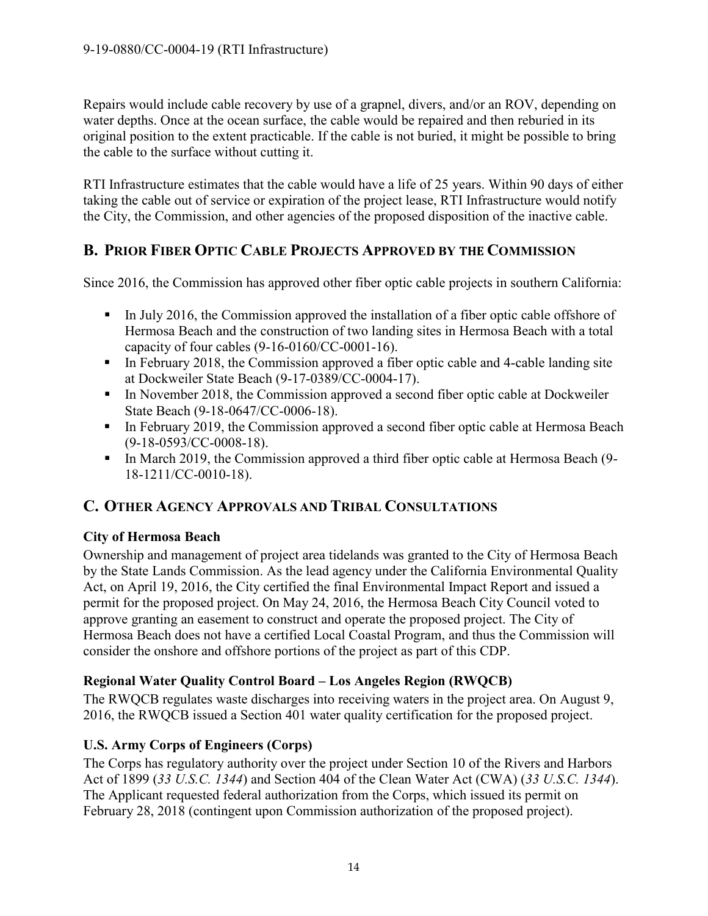Repairs would include cable recovery by use of a grapnel, divers, and/or an ROV, depending on water depths. Once at the ocean surface, the cable would be repaired and then reburied in its original position to the extent practicable. If the cable is not buried, it might be possible to bring the cable to the surface without cutting it.

RTI Infrastructure estimates that the cable would have a life of 25 years. Within 90 days of either taking the cable out of service or expiration of the project lease, RTI Infrastructure would notify the City, the Commission, and other agencies of the proposed disposition of the inactive cable.

## B. PRIOR FIBER OPTIC CABLE PROJECTS APPROVED BY THE COMMISSION

Since 2016, the Commission has approved other fiber optic cable projects in southern California:

- In July 2016, the Commission approved the installation of a fiber optic cable offshore of Hermosa Beach and the construction of two landing sites in Hermosa Beach with a total capacity of four cables (9-16-0160/CC-0001-16).
- In February 2018, the Commission approved a fiber optic cable and 4-cable landing site at Dockweiler State Beach (9-17-0389/CC-0004-17).
- In November 2018, the Commission approved a second fiber optic cable at Dockweiler State Beach (9-18-0647/CC-0006-18).
- In February 2019, the Commission approved a second fiber optic cable at Hermosa Beach (9-18-0593/CC-0008-18).
- In March 2019, the Commission approved a third fiber optic cable at Hermosa Beach (9-18-1211/CC-0010-18).

## C. OTHER AGENCY APPROVALS AND TRIBAL CONSULTATIONS

### City of Hermosa Beach

Ownership and management of project area tidelands was granted to the City of Hermosa Beach by the State Lands Commission. As the lead agency under the California Environmental Quality Act, on April 19, 2016, the City certified the final Environmental Impact Report and issued a permit for the proposed project. On May 24, 2016, the Hermosa Beach City Council voted to approve granting an easement to construct and operate the proposed project. The City of Hermosa Beach does not have a certified Local Coastal Program, and thus the Commission will consider the onshore and offshore portions of the project as part of this CDP.

### Regional Water Quality Control Board – Los Angeles Region (RWQCB)

The RWQCB regulates waste discharges into receiving waters in the project area. On August 9, 2016, the RWQCB issued a Section 401 water quality certification for the proposed project.

### U.S. Army Corps of Engineers (Corps)

The Corps has regulatory authority over the project under Section 10 of the Rivers and Harbors Act of 1899 (*33 U.S.C. 1344*) and Section 404 of the Clean Water Act (CWA) (*33 U.S.C. 1344*). The Applicant requested federal authorization from the Corps, which issued its permit on February 28, 2018 (contingent upon Commission authorization of the proposed project).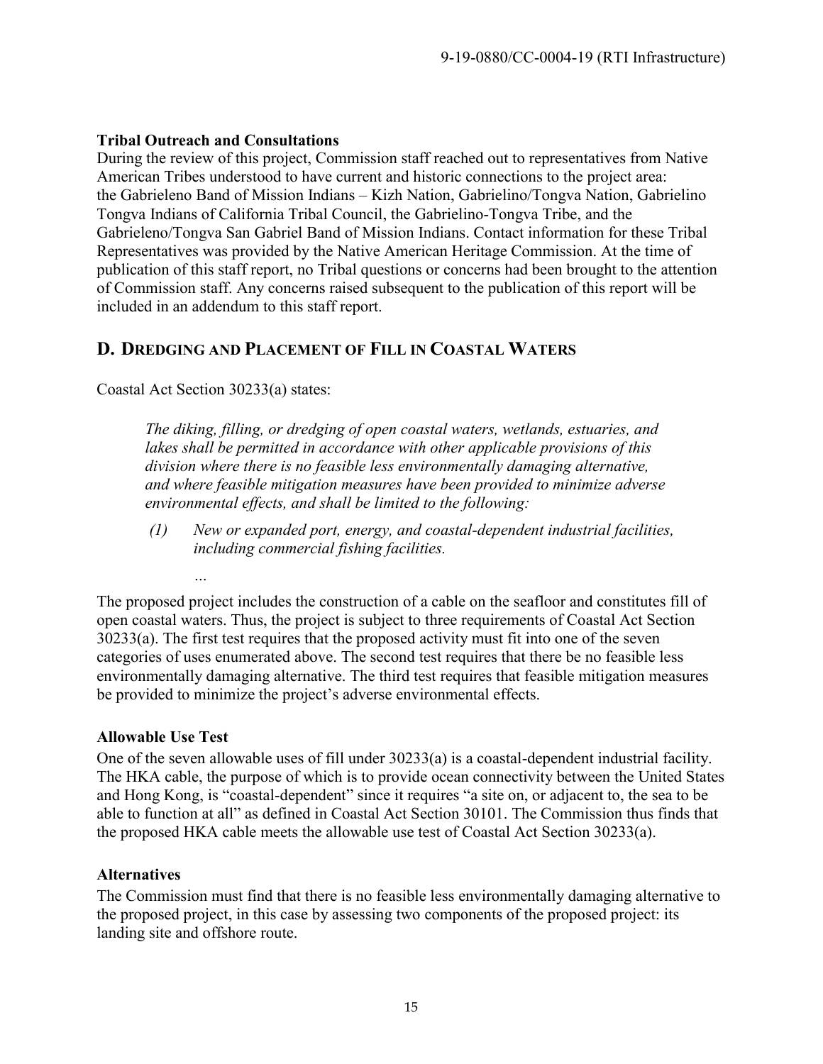**Tribal Outreach and Consultations**

During the review of this project, Commission staff reached out to representatives from Native American Tribes understood to have current and historic connections to the project area: the Gabrieleno Band of Mission Indians – Kizh Nation, Gabrielino/Tongva Nation, Gabrielino Tongva Indians of California Tribal Council, the Gabrielino-Tongva Tribe, and the Gabrieleno/Tongva San Gabriel Band of Mission Indians. Contact information for these Tribal Representatives was provided by the Native American Heritage Commission. At the time of publication of this staff report, no Tribal questions or concerns had been brought to the attention of Commission staff. Any concerns raised subsequent to the publication of this report will be included in an addendum to this staff report.

## D. Dredging and Placement of Fill in Coastal Waters

Coastal Act Section 30233(a) states:

> *The diking, filling, or dredging of open coastal waters, wetlands, estuaries, and lakes shall be permitted in accordance with other applicable provisions of this division where there is no feasible less environmentally damaging alternative, and where feasible mitigation measures have been provided to minimize adverse environmental effects, and shall be limited to the following:*
>
> *(1) New or expanded port, energy, and coastal-dependent industrial facilities, including commercial fishing facilities.*
>
> …

The proposed project includes the construction of a cable on the seafloor and constitutes fill of open coastal waters. Thus, the project is subject to three requirements of Coastal Act Section 30233(a). The first test requires that the proposed activity must fit into one of the seven categories of uses enumerated above. The second test requires that there be no feasible less environmentally damaging alternative. The third test requires that feasible mitigation measures be provided to minimize the project's adverse environmental effects.

**Allowable Use Test**

One of the seven allowable uses of fill under 30233(a) is a coastal-dependent industrial facility. The HKA cable, the purpose of which is to provide ocean connectivity between the United States and Hong Kong, is "coastal-dependent" since it requires "a site on, or adjacent to, the sea to be able to function at all" as defined in Coastal Act Section 30101. The Commission thus finds that the proposed HKA cable meets the allowable use test of Coastal Act Section 30233(a).

**Alternatives**

The Commission must find that there is no feasible less environmentally damaging alternative to the proposed project, in this case by assessing two components of the proposed project: its landing site and offshore route.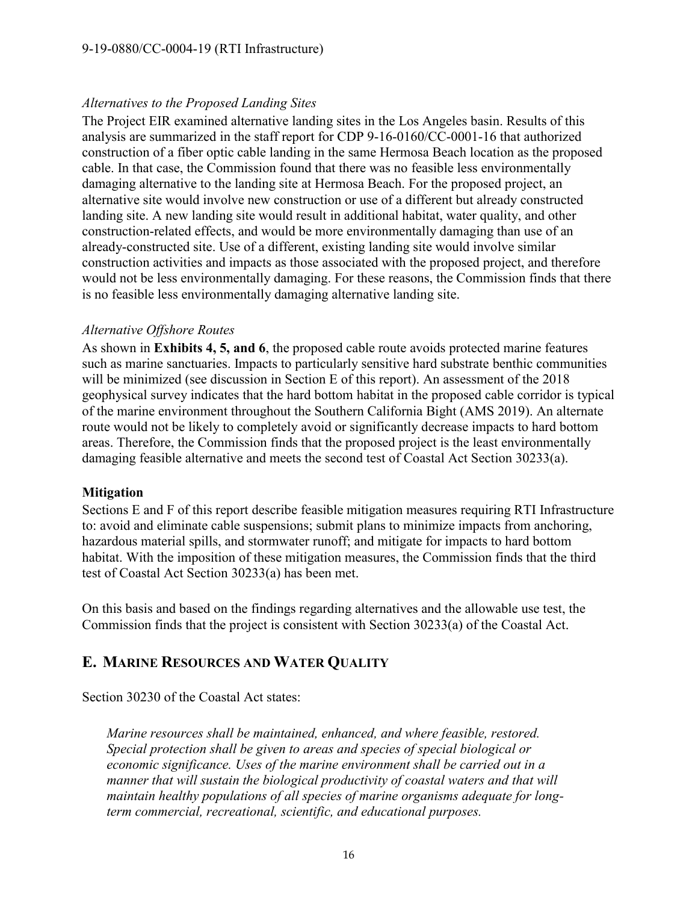*Alternatives to the Proposed Landing Sites*

The Project EIR examined alternative landing sites in the Los Angeles basin. Results of this analysis are summarized in the staff report for CDP 9-16-0160/CC-0001-16 that authorized construction of a fiber optic cable landing in the same Hermosa Beach location as the proposed cable. In that case, the Commission found that there was no feasible less environmentally damaging alternative to the landing site at Hermosa Beach. For the proposed project, an alternative site would involve new construction or use of a different but already constructed landing site. A new landing site would result in additional habitat, water quality, and other construction-related effects, and would be more environmentally damaging than use of an already-constructed site. Use of a different, existing landing site would involve similar construction activities and impacts as those associated with the proposed project, and therefore would not be less environmentally damaging. For these reasons, the Commission finds that there is no feasible less environmentally damaging alternative landing site.

*Alternative Offshore Routes*

As shown in **Exhibits 4, 5, and 6**, the proposed cable route avoids protected marine features such as marine sanctuaries. Impacts to particularly sensitive hard substrate benthic communities will be minimized (see discussion in Section E of this report). An assessment of the 2018 geophysical survey indicates that the hard bottom habitat in the proposed cable corridor is typical of the marine environment throughout the Southern California Bight (AMS 2019). An alternate route would not be likely to completely avoid or significantly decrease impacts to hard bottom areas. Therefore, the Commission finds that the proposed project is the least environmentally damaging feasible alternative and meets the second test of Coastal Act Section 30233(a).

**Mitigation**

Sections E and F of this report describe feasible mitigation measures requiring RTI Infrastructure to: avoid and eliminate cable suspensions; submit plans to minimize impacts from anchoring, hazardous material spills, and stormwater runoff; and mitigate for impacts to hard bottom habitat. With the imposition of these mitigation measures, the Commission finds that the third test of Coastal Act Section 30233(a) has been met.

On this basis and based on the findings regarding alternatives and the allowable use test, the Commission finds that the project is consistent with Section 30233(a) of the Coastal Act.

## E. Marine Resources and Water Quality

Section 30230 of the Coastal Act states:

> *Marine resources shall be maintained, enhanced, and where feasible, restored. Special protection shall be given to areas and species of special biological or economic significance. Uses of the marine environment shall be carried out in a manner that will sustain the biological productivity of coastal waters and that will maintain healthy populations of all species of marine organisms adequate for long-term commercial, recreational, scientific, and educational purposes.*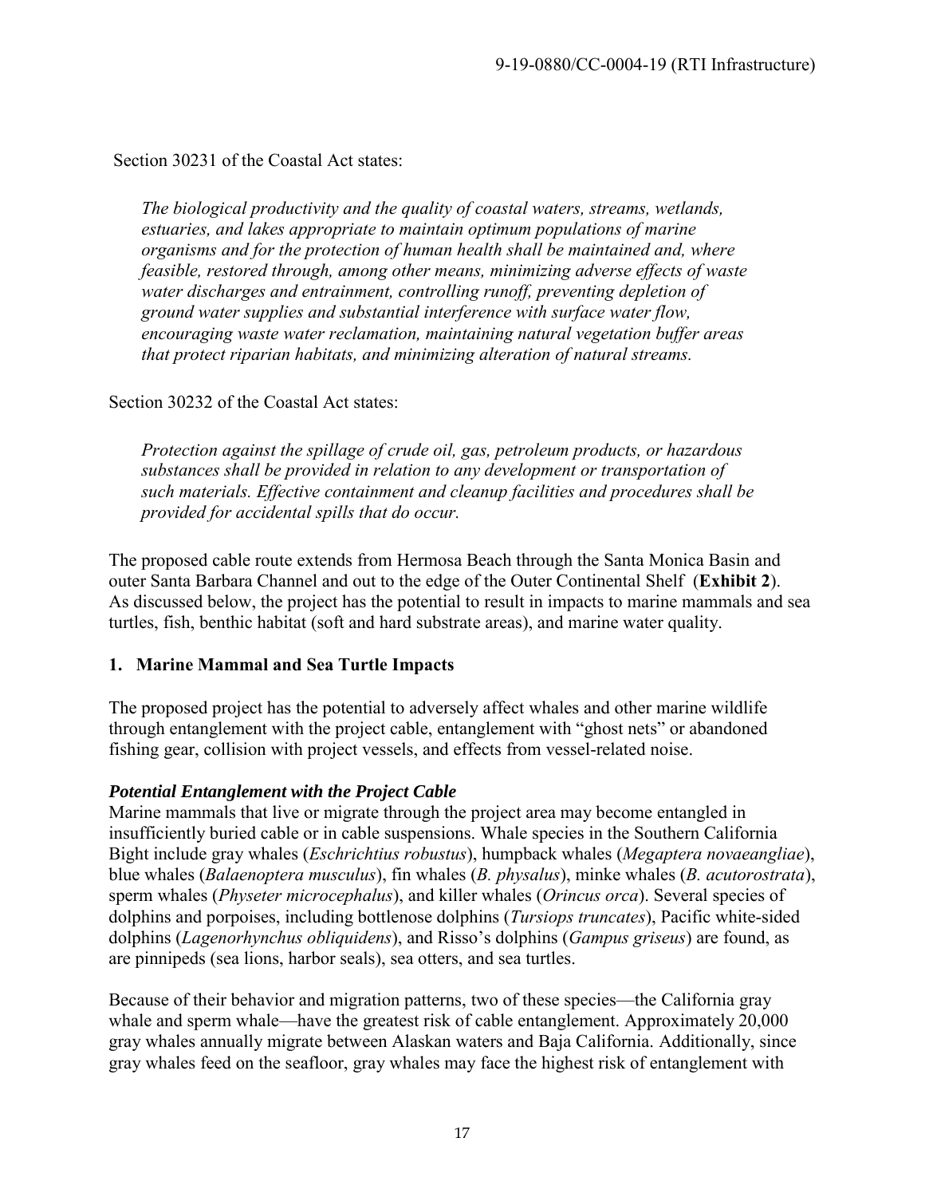Section 30231 of the Coastal Act states:

> *The biological productivity and the quality of coastal waters, streams, wetlands, estuaries, and lakes appropriate to maintain optimum populations of marine organisms and for the protection of human health shall be maintained and, where feasible, restored through, among other means, minimizing adverse effects of waste water discharges and entrainment, controlling runoff, preventing depletion of ground water supplies and substantial interference with surface water flow, encouraging waste water reclamation, maintaining natural vegetation buffer areas that protect riparian habitats, and minimizing alteration of natural streams.*

Section 30232 of the Coastal Act states:

> *Protection against the spillage of crude oil, gas, petroleum products, or hazardous substances shall be provided in relation to any development or transportation of such materials. Effective containment and cleanup facilities and procedures shall be provided for accidental spills that do occur.*

The proposed cable route extends from Hermosa Beach through the Santa Monica Basin and outer Santa Barbara Channel and out to the edge of the Outer Continental Shelf (**Exhibit 2**). As discussed below, the project has the potential to result in impacts to marine mammals and sea turtles, fish, benthic habitat (soft and hard substrate areas), and marine water quality.

## 1. Marine Mammal and Sea Turtle Impacts

The proposed project has the potential to adversely affect whales and other marine wildlife through entanglement with the project cable, entanglement with "ghost nets" or abandoned fishing gear, collision with project vessels, and effects from vessel-related noise.

### *Potential Entanglement with the Project Cable*

Marine mammals that live or migrate through the project area may become entangled in insufficiently buried cable or in cable suspensions. Whale species in the Southern California Bight include gray whales (*Eschrichtius robustus*), humpback whales (*Megaptera novaeangliae*), blue whales (*Balaenoptera musculus*), fin whales (*B. physalus*), minke whales (*B. acutorostrata*), sperm whales (*Physeter microcephalus*), and killer whales (*Orincus orca*). Several species of dolphins and porpoises, including bottlenose dolphins (*Tursiops truncates*), Pacific white-sided dolphins (*Lagenorhynchus obliquidens*), and Risso's dolphins (*Gampus griseus*) are found, as are pinnipeds (sea lions, harbor seals), sea otters, and sea turtles.

Because of their behavior and migration patterns, two of these species—the California gray whale and sperm whale—have the greatest risk of cable entanglement. Approximately 20,000 gray whales annually migrate between Alaskan waters and Baja California. Additionally, since gray whales feed on the seafloor, gray whales may face the highest risk of entanglement with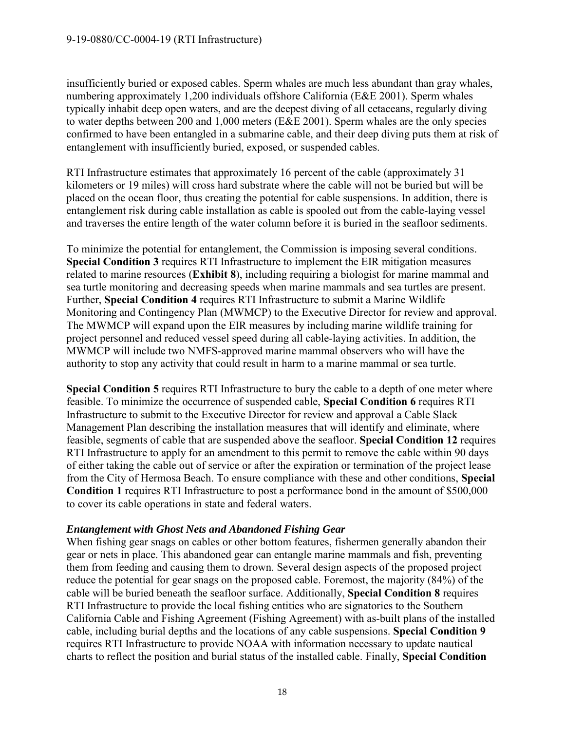insufficiently buried or exposed cables. Sperm whales are much less abundant than gray whales, numbering approximately 1,200 individuals offshore California (E&E 2001). Sperm whales typically inhabit deep open waters, and are the deepest diving of all cetaceans, regularly diving to water depths between 200 and 1,000 meters (E&E 2001). Sperm whales are the only species confirmed to have been entangled in a submarine cable, and their deep diving puts them at risk of entanglement with insufficiently buried, exposed, or suspended cables.

RTI Infrastructure estimates that approximately 16 percent of the cable (approximately 31 kilometers or 19 miles) will cross hard substrate where the cable will not be buried but will be placed on the ocean floor, thus creating the potential for cable suspensions. In addition, there is entanglement risk during cable installation as cable is spooled out from the cable-laying vessel and traverses the entire length of the water column before it is buried in the seafloor sediments.

To minimize the potential for entanglement, the Commission is imposing several conditions. **Special Condition 3** requires RTI Infrastructure to implement the EIR mitigation measures related to marine resources (**Exhibit 8**), including requiring a biologist for marine mammal and sea turtle monitoring and decreasing speeds when marine mammals and sea turtles are present. Further, **Special Condition 4** requires RTI Infrastructure to submit a Marine Wildlife Monitoring and Contingency Plan (MWMCP) to the Executive Director for review and approval. The MWMCP will expand upon the EIR measures by including marine wildlife training for project personnel and reduced vessel speed during all cable-laying activities. In addition, the MWMCP will include two NMFS-approved marine mammal observers who will have the authority to stop any activity that could result in harm to a marine mammal or sea turtle.

**Special Condition 5** requires RTI Infrastructure to bury the cable to a depth of one meter where feasible. To minimize the occurrence of suspended cable, **Special Condition 6** requires RTI Infrastructure to submit to the Executive Director for review and approval a Cable Slack Management Plan describing the installation measures that will identify and eliminate, where feasible, segments of cable that are suspended above the seafloor. **Special Condition 12** requires RTI Infrastructure to apply for an amendment to this permit to remove the cable within 90 days of either taking the cable out of service or after the expiration or termination of the project lease from the City of Hermosa Beach. To ensure compliance with these and other conditions, **Special Condition 1** requires RTI Infrastructure to post a performance bond in the amount of $500,000 to cover its cable operations in state and federal waters.

***Entanglement with Ghost Nets and Abandoned Fishing Gear***

When fishing gear snags on cables or other bottom features, fishermen generally abandon their gear or nets in place. This abandoned gear can entangle marine mammals and fish, preventing them from feeding and causing them to drown. Several design aspects of the proposed project reduce the potential for gear snags on the proposed cable. Foremost, the majority (84%) of the cable will be buried beneath the seafloor surface. Additionally, **Special Condition 8** requires RTI Infrastructure to provide the local fishing entities who are signatories to the Southern California Cable and Fishing Agreement (Fishing Agreement) with as-built plans of the installed cable, including burial depths and the locations of any cable suspensions. **Special Condition 9** requires RTI Infrastructure to provide NOAA with information necessary to update nautical charts to reflect the position and burial status of the installed cable. Finally, **Special Condition**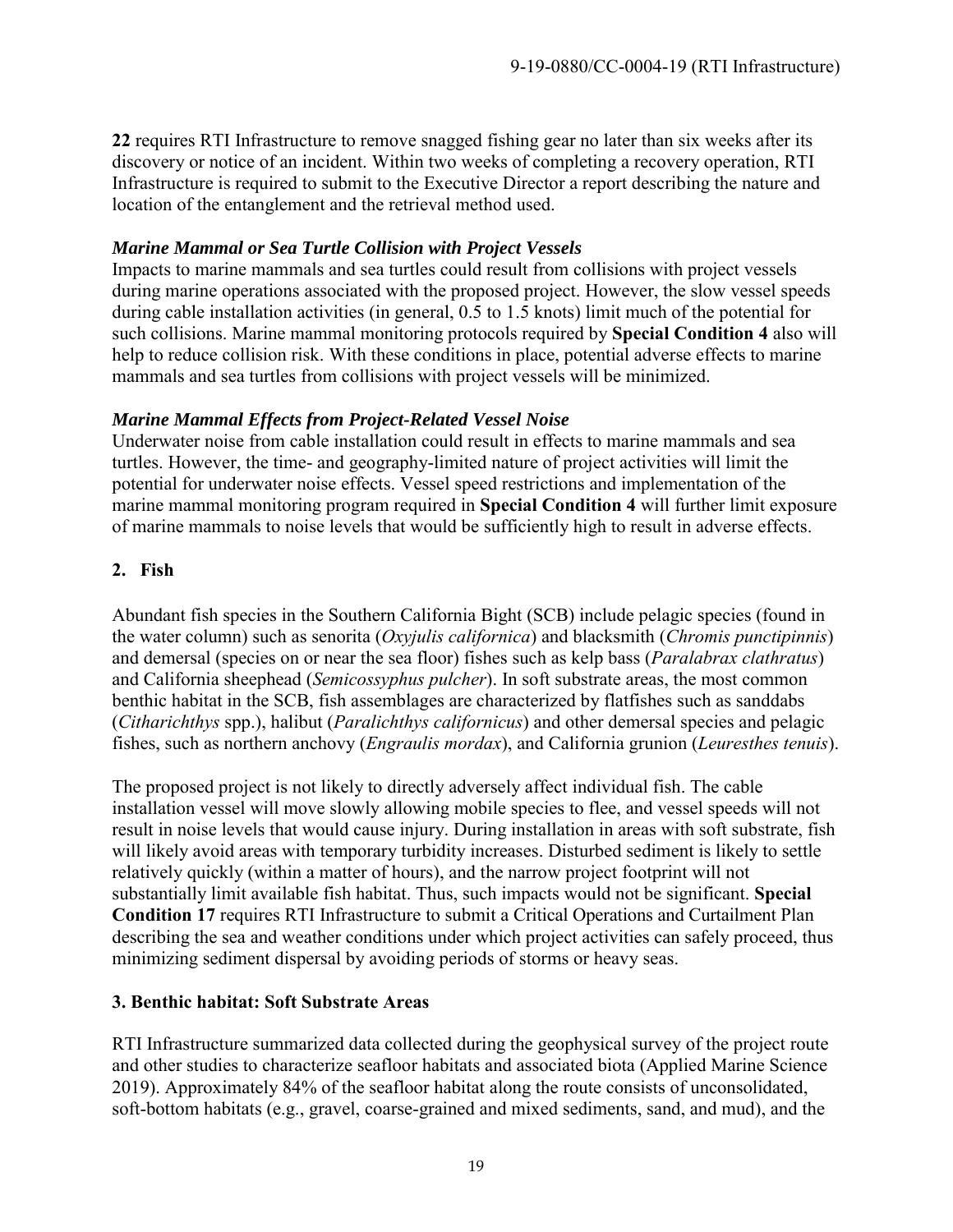**22** requires RTI Infrastructure to remove snagged fishing gear no later than six weeks after its discovery or notice of an incident. Within two weeks of completing a recovery operation, RTI Infrastructure is required to submit to the Executive Director a report describing the nature and location of the entanglement and the retrieval method used.

***Marine Mammal or Sea Turtle Collision with Project Vessels***

Impacts to marine mammals and sea turtles could result from collisions with project vessels during marine operations associated with the proposed project. However, the slow vessel speeds during cable installation activities (in general, 0.5 to 1.5 knots) limit much of the potential for such collisions. Marine mammal monitoring protocols required by **Special Condition 4** also will help to reduce collision risk. With these conditions in place, potential adverse effects to marine mammals and sea turtles from collisions with project vessels will be minimized.

***Marine Mammal Effects from Project-Related Vessel Noise***

Underwater noise from cable installation could result in effects to marine mammals and sea turtles. However, the time- and geography-limited nature of project activities will limit the potential for underwater noise effects. Vessel speed restrictions and implementation of the marine mammal monitoring program required in **Special Condition 4** will further limit exposure of marine mammals to noise levels that would be sufficiently high to result in adverse effects.

## 2. Fish

Abundant fish species in the Southern California Bight (SCB) include pelagic species (found in the water column) such as senorita (*Oxyjulis californica*) and blacksmith (*Chromis punctipinnis*) and demersal (species on or near the sea floor) fishes such as kelp bass (*Paralabrax clathratus*) and California sheephead (*Semicossyphus pulcher*). In soft substrate areas, the most common benthic habitat in the SCB, fish assemblages are characterized by flatfishes such as sanddabs (*Citharichthys* spp.), halibut (*Paralichthys californicus*) and other demersal species and pelagic fishes, such as northern anchovy (*Engraulis mordax*), and California grunion (*Leuresthes tenuis*).

The proposed project is not likely to directly adversely affect individual fish. The cable installation vessel will move slowly allowing mobile species to flee, and vessel speeds will not result in noise levels that would cause injury. During installation in areas with soft substrate, fish will likely avoid areas with temporary turbidity increases. Disturbed sediment is likely to settle relatively quickly (within a matter of hours), and the narrow project footprint will not substantially limit available fish habitat. Thus, such impacts would not be significant. **Special Condition 17** requires RTI Infrastructure to submit a Critical Operations and Curtailment Plan describing the sea and weather conditions under which project activities can safely proceed, thus minimizing sediment dispersal by avoiding periods of storms or heavy seas.

## 3. Benthic habitat: Soft Substrate Areas

RTI Infrastructure summarized data collected during the geophysical survey of the project route and other studies to characterize seafloor habitats and associated biota (Applied Marine Science 2019). Approximately 84% of the seafloor habitat along the route consists of unconsolidated, soft-bottom habitats (e.g., gravel, coarse-grained and mixed sediments, sand, and mud), and the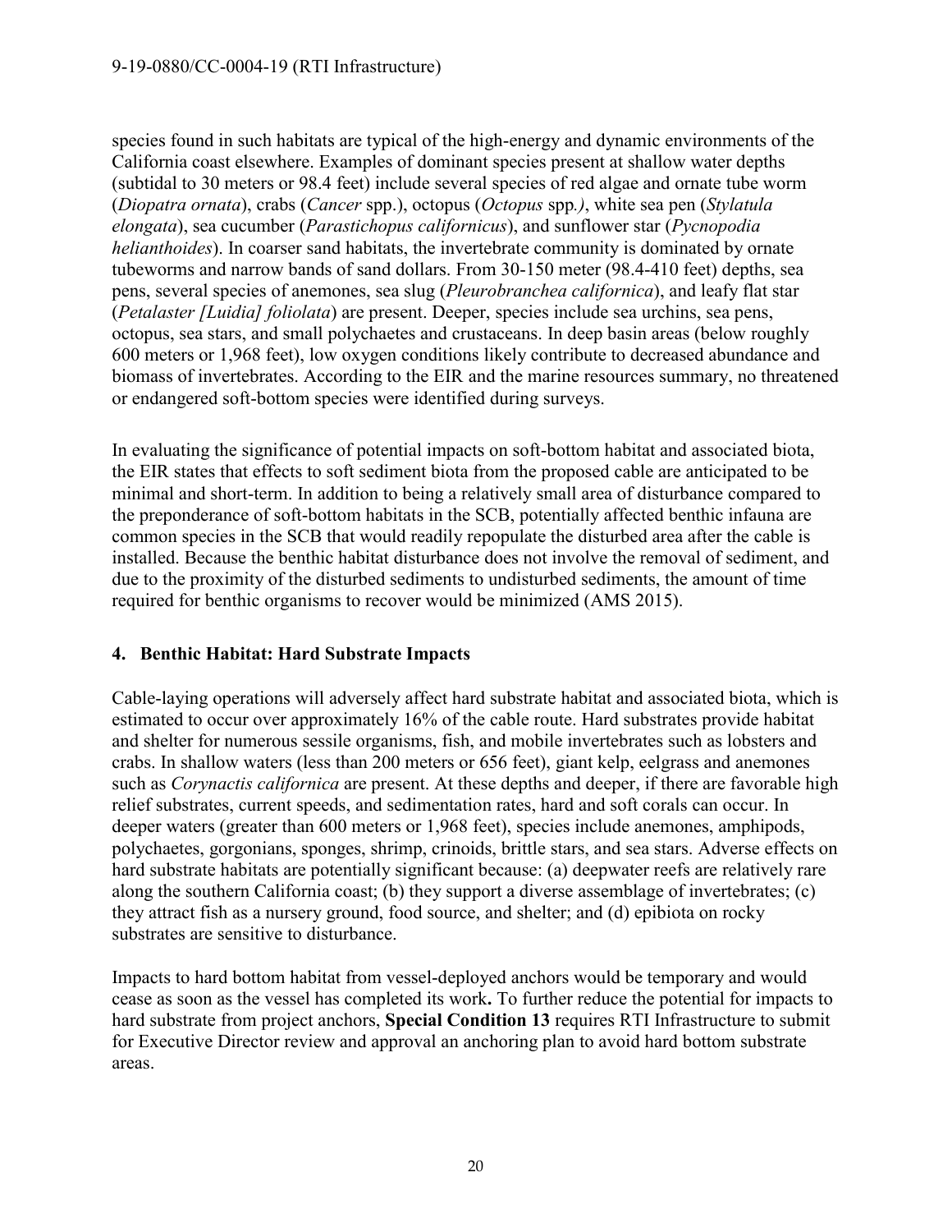species found in such habitats are typical of the high-energy and dynamic environments of the California coast elsewhere. Examples of dominant species present at shallow water depths (subtidal to 30 meters or 98.4 feet) include several species of red algae and ornate tube worm (*Diopatra ornata*), crabs (*Cancer* spp.), octopus (*Octopus* spp.), white sea pen (*Stylatula elongata*), sea cucumber (*Parastichopus californicus*), and sunflower star (*Pycnopodia helianthoides*). In coarser sand habitats, the invertebrate community is dominated by ornate tubeworms and narrow bands of sand dollars. From 30-150 meter (98.4-410 feet) depths, sea pens, several species of anemones, sea slug (*Pleurobranchea californica*), and leafy flat star (*Petalaster [Luidia] foliolata*) are present. Deeper, species include sea urchins, sea pens, octopus, sea stars, and small polychaetes and crustaceans. In deep basin areas (below roughly 600 meters or 1,968 feet), low oxygen conditions likely contribute to decreased abundance and biomass of invertebrates. According to the EIR and the marine resources summary, no threatened or endangered soft-bottom species were identified during surveys.

In evaluating the significance of potential impacts on soft-bottom habitat and associated biota, the EIR states that effects to soft sediment biota from the proposed cable are anticipated to be minimal and short-term. In addition to being a relatively small area of disturbance compared to the preponderance of soft-bottom habitats in the SCB, potentially affected benthic infauna are common species in the SCB that would readily repopulate the disturbed area after the cable is installed. Because the benthic habitat disturbance does not involve the removal of sediment, and due to the proximity of the disturbed sediments to undisturbed sediments, the amount of time required for benthic organisms to recover would be minimized (AMS 2015).

### 4. Benthic Habitat: Hard Substrate Impacts

Cable-laying operations will adversely affect hard substrate habitat and associated biota, which is estimated to occur over approximately 16% of the cable route. Hard substrates provide habitat and shelter for numerous sessile organisms, fish, and mobile invertebrates such as lobsters and crabs. In shallow waters (less than 200 meters or 656 feet), giant kelp, eelgrass and anemones such as *Corynactis californica* are present. At these depths and deeper, if there are favorable high relief substrates, current speeds, and sedimentation rates, hard and soft corals can occur. In deeper waters (greater than 600 meters or 1,968 feet), species include anemones, amphipods, polychaetes, gorgonians, sponges, shrimp, crinoids, brittle stars, and sea stars. Adverse effects on hard substrate habitats are potentially significant because: (a) deepwater reefs are relatively rare along the southern California coast; (b) they support a diverse assemblage of invertebrates; (c) they attract fish as a nursery ground, food source, and shelter; and (d) epibiota on rocky substrates are sensitive to disturbance.

Impacts to hard bottom habitat from vessel-deployed anchors would be temporary and would cease as soon as the vessel has completed its work**.** To further reduce the potential for impacts to hard substrate from project anchors, **Special Condition 13** requires RTI Infrastructure to submit for Executive Director review and approval an anchoring plan to avoid hard bottom substrate areas.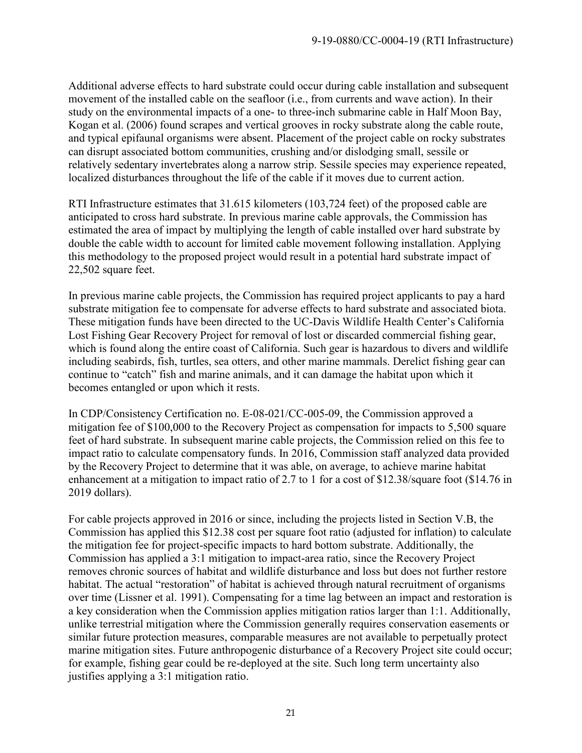Additional adverse effects to hard substrate could occur during cable installation and subsequent movement of the installed cable on the seafloor (i.e., from currents and wave action). In their study on the environmental impacts of a one- to three-inch submarine cable in Half Moon Bay, Kogan et al. (2006) found scrapes and vertical grooves in rocky substrate along the cable route, and typical epifaunal organisms were absent. Placement of the project cable on rocky substrates can disrupt associated bottom communities, crushing and/or dislodging small, sessile or relatively sedentary invertebrates along a narrow strip. Sessile species may experience repeated, localized disturbances throughout the life of the cable if it moves due to current action.

RTI Infrastructure estimates that 31.615 kilometers (103,724 feet) of the proposed cable are anticipated to cross hard substrate. In previous marine cable approvals, the Commission has estimated the area of impact by multiplying the length of cable installed over hard substrate by double the cable width to account for limited cable movement following installation. Applying this methodology to the proposed project would result in a potential hard substrate impact of 22,502 square feet.

In previous marine cable projects, the Commission has required project applicants to pay a hard substrate mitigation fee to compensate for adverse effects to hard substrate and associated biota. These mitigation funds have been directed to the UC-Davis Wildlife Health Center's California Lost Fishing Gear Recovery Project for removal of lost or discarded commercial fishing gear, which is found along the entire coast of California. Such gear is hazardous to divers and wildlife including seabirds, fish, turtles, sea otters, and other marine mammals. Derelict fishing gear can continue to "catch" fish and marine animals, and it can damage the habitat upon which it becomes entangled or upon which it rests.

In CDP/Consistency Certification no. E-08-021/CC-005-09, the Commission approved a mitigation fee of $100,000 to the Recovery Project as compensation for impacts to 5,500 square feet of hard substrate. In subsequent marine cable projects, the Commission relied on this fee to impact ratio to calculate compensatory funds. In 2016, Commission staff analyzed data provided by the Recovery Project to determine that it was able, on average, to achieve marine habitat enhancement at a mitigation to impact ratio of 2.7 to 1 for a cost of $12.38/square foot ($14.76 in 2019 dollars).

For cable projects approved in 2016 or since, including the projects listed in Section V.B, the Commission has applied this $12.38 cost per square foot ratio (adjusted for inflation) to calculate the mitigation fee for project-specific impacts to hard bottom substrate. Additionally, the Commission has applied a 3:1 mitigation to impact-area ratio, since the Recovery Project removes chronic sources of habitat and wildlife disturbance and loss but does not further restore habitat. The actual "restoration" of habitat is achieved through natural recruitment of organisms over time (Lissner et al. 1991). Compensating for a time lag between an impact and restoration is a key consideration when the Commission applies mitigation ratios larger than 1:1. Additionally, unlike terrestrial mitigation where the Commission generally requires conservation easements or similar future protection measures, comparable measures are not available to perpetually protect marine mitigation sites. Future anthropogenic disturbance of a Recovery Project site could occur; for example, fishing gear could be re-deployed at the site. Such long term uncertainty also justifies applying a 3:1 mitigation ratio.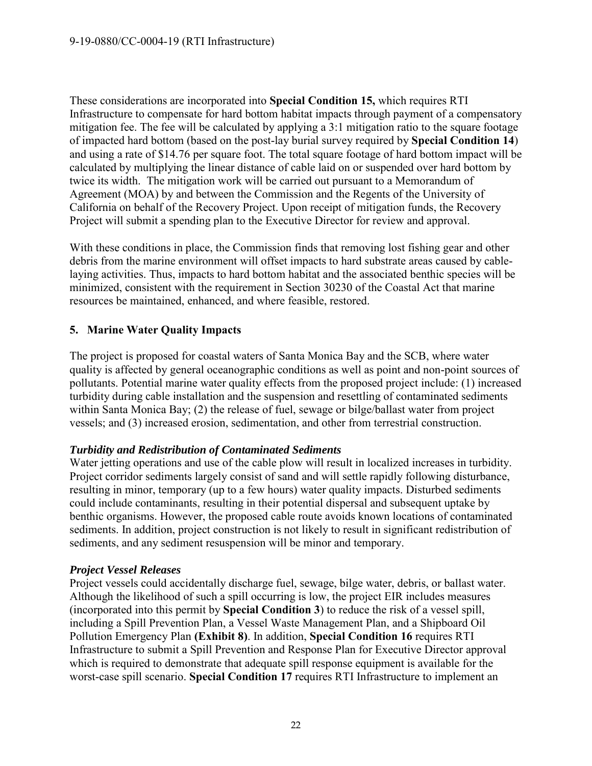These considerations are incorporated into **Special Condition 15,** which requires RTI Infrastructure to compensate for hard bottom habitat impacts through payment of a compensatory mitigation fee. The fee will be calculated by applying a 3:1 mitigation ratio to the square footage of impacted hard bottom (based on the post-lay burial survey required by **Special Condition 14**) and using a rate of $14.76 per square foot. The total square footage of hard bottom impact will be calculated by multiplying the linear distance of cable laid on or suspended over hard bottom by twice its width. The mitigation work will be carried out pursuant to a Memorandum of Agreement (MOA) by and between the Commission and the Regents of the University of California on behalf of the Recovery Project. Upon receipt of mitigation funds, the Recovery Project will submit a spending plan to the Executive Director for review and approval.

With these conditions in place, the Commission finds that removing lost fishing gear and other debris from the marine environment will offset impacts to hard substrate areas caused by cable-laying activities. Thus, impacts to hard bottom habitat and the associated benthic species will be minimized, consistent with the requirement in Section 30230 of the Coastal Act that marine resources be maintained, enhanced, and where feasible, restored.

### 5. Marine Water Quality Impacts

The project is proposed for coastal waters of Santa Monica Bay and the SCB, where water quality is affected by general oceanographic conditions as well as point and non-point sources of pollutants. Potential marine water quality effects from the proposed project include: (1) increased turbidity during cable installation and the suspension and resettling of contaminated sediments within Santa Monica Bay; (2) the release of fuel, sewage or bilge/ballast water from project vessels; and (3) increased erosion, sedimentation, and other from terrestrial construction.

***Turbidity and Redistribution of Contaminated Sediments***

Water jetting operations and use of the cable plow will result in localized increases in turbidity. Project corridor sediments largely consist of sand and will settle rapidly following disturbance, resulting in minor, temporary (up to a few hours) water quality impacts. Disturbed sediments could include contaminants, resulting in their potential dispersal and subsequent uptake by benthic organisms. However, the proposed cable route avoids known locations of contaminated sediments. In addition, project construction is not likely to result in significant redistribution of sediments, and any sediment resuspension will be minor and temporary.

***Project Vessel Releases***

Project vessels could accidentally discharge fuel, sewage, bilge water, debris, or ballast water. Although the likelihood of such a spill occurring is low, the project EIR includes measures (incorporated into this permit by **Special Condition 3**) to reduce the risk of a vessel spill, including a Spill Prevention Plan, a Vessel Waste Management Plan, and a Shipboard Oil Pollution Emergency Plan **(Exhibit 8)**. In addition, **Special Condition 16** requires RTI Infrastructure to submit a Spill Prevention and Response Plan for Executive Director approval which is required to demonstrate that adequate spill response equipment is available for the worst-case spill scenario. **Special Condition 17** requires RTI Infrastructure to implement an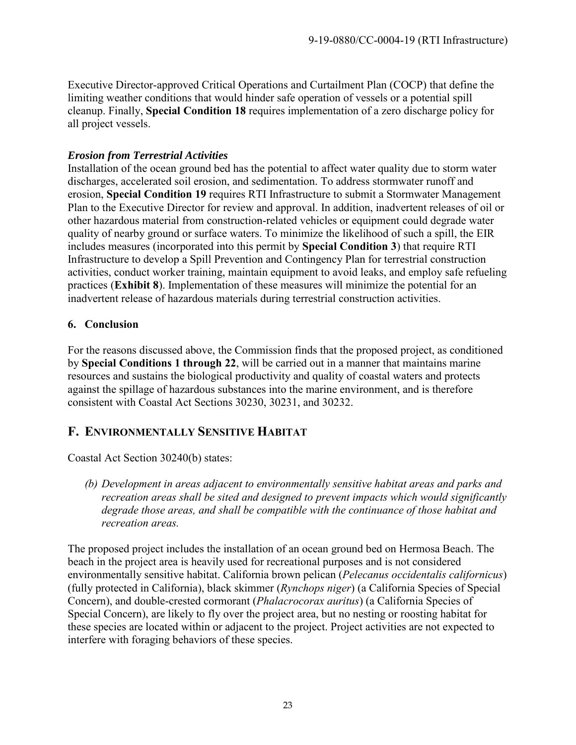Executive Director-approved Critical Operations and Curtailment Plan (COCP) that define the limiting weather conditions that would hinder safe operation of vessels or a potential spill cleanup. Finally, **Special Condition 18** requires implementation of a zero discharge policy for all project vessels.

***Erosion from Terrestrial Activities***

Installation of the ocean ground bed has the potential to affect water quality due to storm water discharges, accelerated soil erosion, and sedimentation. To address stormwater runoff and erosion, **Special Condition 19** requires RTI Infrastructure to submit a Stormwater Management Plan to the Executive Director for review and approval. In addition, inadvertent releases of oil or other hazardous material from construction-related vehicles or equipment could degrade water quality of nearby ground or surface waters. To minimize the likelihood of such a spill, the EIR includes measures (incorporated into this permit by **Special Condition 3**) that require RTI Infrastructure to develop a Spill Prevention and Contingency Plan for terrestrial construction activities, conduct worker training, maintain equipment to avoid leaks, and employ safe refueling practices (**Exhibit 8**). Implementation of these measures will minimize the potential for an inadvertent release of hazardous materials during terrestrial construction activities.

### 6. Conclusion

For the reasons discussed above, the Commission finds that the proposed project, as conditioned by **Special Conditions 1 through 22**, will be carried out in a manner that maintains marine resources and sustains the biological productivity and quality of coastal waters and protects against the spillage of hazardous substances into the marine environment, and is therefore consistent with Coastal Act Sections 30230, 30231, and 30232.

## F. Environmentally Sensitive Habitat

Coastal Act Section 30240(b) states:

> *(b) Development in areas adjacent to environmentally sensitive habitat areas and parks and recreation areas shall be sited and designed to prevent impacts which would significantly degrade those areas, and shall be compatible with the continuance of those habitat and recreation areas.*

The proposed project includes the installation of an ocean ground bed on Hermosa Beach. The beach in the project area is heavily used for recreational purposes and is not considered environmentally sensitive habitat. California brown pelican (*Pelecanus occidentalis californicus*) (fully protected in California), black skimmer (*Rynchops niger*) (a California Species of Special Concern), and double-crested cormorant (*Phalacrocorax auritus*) (a California Species of Special Concern), are likely to fly over the project area, but no nesting or roosting habitat for these species are located within or adjacent to the project. Project activities are not expected to interfere with foraging behaviors of these species.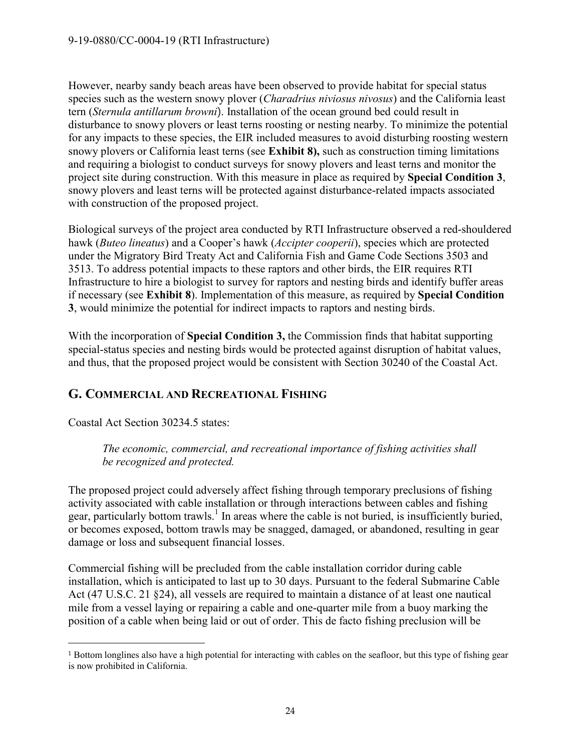However, nearby sandy beach areas have been observed to provide habitat for special status species such as the western snowy plover (*Charadrius niviosus nivosus*) and the California least tern (*Sternula antillarum browni*). Installation of the ocean ground bed could result in disturbance to snowy plovers or least terns roosting or nesting nearby. To minimize the potential for any impacts to these species, the EIR included measures to avoid disturbing roosting western snowy plovers or California least terns (see **Exhibit 8),** such as construction timing limitations and requiring a biologist to conduct surveys for snowy plovers and least terns and monitor the project site during construction. With this measure in place as required by **Special Condition 3**, snowy plovers and least terns will be protected against disturbance-related impacts associated with construction of the proposed project.

Biological surveys of the project area conducted by RTI Infrastructure observed a red-shouldered hawk (*Buteo lineatus*) and a Cooper's hawk (*Accipter cooperii*), species which are protected under the Migratory Bird Treaty Act and California Fish and Game Code Sections 3503 and 3513. To address potential impacts to these raptors and other birds, the EIR requires RTI Infrastructure to hire a biologist to survey for raptors and nesting birds and identify buffer areas if necessary (see **Exhibit 8**). Implementation of this measure, as required by **Special Condition 3**, would minimize the potential for indirect impacts to raptors and nesting birds.

With the incorporation of **Special Condition 3,** the Commission finds that habitat supporting special-status species and nesting birds would be protected against disruption of habitat values, and thus, that the proposed project would be consistent with Section 30240 of the Coastal Act.

## G. Commercial and Recreational Fishing

Coastal Act Section 30234.5 states:

> *The economic, commercial, and recreational importance of fishing activities shall be recognized and protected.*

The proposed project could adversely affect fishing through temporary preclusions of fishing activity associated with cable installation or through interactions between cables and fishing gear, particularly bottom trawls.[1] In areas where the cable is not buried, is insufficiently buried, or becomes exposed, bottom trawls may be snagged, damaged, or abandoned, resulting in gear damage or loss and subsequent financial losses.

Commercial fishing will be precluded from the cable installation corridor during cable installation, which is anticipated to last up to 30 days. Pursuant to the federal Submarine Cable Act (47 U.S.C. 21 §24), all vessels are required to maintain a distance of at least one nautical mile from a vessel laying or repairing a cable and one-quarter mile from a buoy marking the position of a cable when being laid or out of order. This de facto fishing preclusion will be

[1] Bottom longlines also have a high potential for interacting with cables on the seafloor, but this type of fishing gear is now prohibited in California.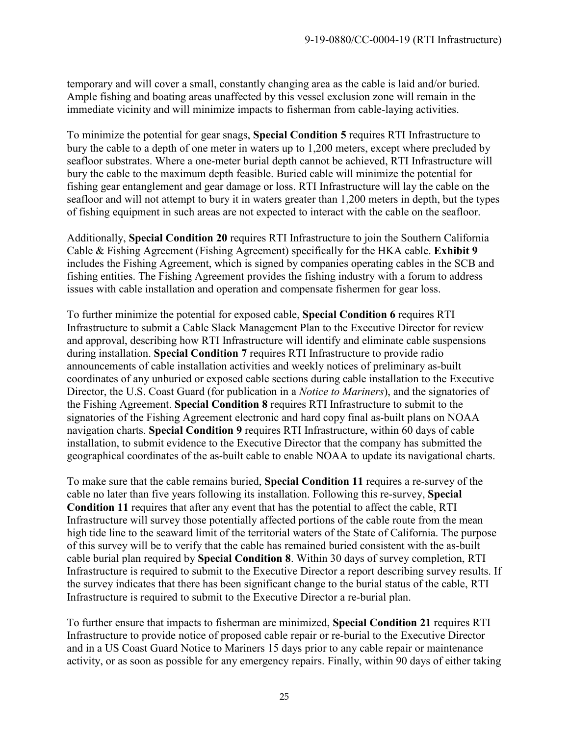temporary and will cover a small, constantly changing area as the cable is laid and/or buried. Ample fishing and boating areas unaffected by this vessel exclusion zone will remain in the immediate vicinity and will minimize impacts to fisherman from cable-laying activities.

To minimize the potential for gear snags, **Special Condition 5** requires RTI Infrastructure to bury the cable to a depth of one meter in waters up to 1,200 meters, except where precluded by seafloor substrates. Where a one-meter burial depth cannot be achieved, RTI Infrastructure will bury the cable to the maximum depth feasible. Buried cable will minimize the potential for fishing gear entanglement and gear damage or loss. RTI Infrastructure will lay the cable on the seafloor and will not attempt to bury it in waters greater than 1,200 meters in depth, but the types of fishing equipment in such areas are not expected to interact with the cable on the seafloor.

Additionally, **Special Condition 20** requires RTI Infrastructure to join the Southern California Cable & Fishing Agreement (Fishing Agreement) specifically for the HKA cable. **Exhibit 9** includes the Fishing Agreement, which is signed by companies operating cables in the SCB and fishing entities. The Fishing Agreement provides the fishing industry with a forum to address issues with cable installation and operation and compensate fishermen for gear loss.

To further minimize the potential for exposed cable, **Special Condition 6** requires RTI Infrastructure to submit a Cable Slack Management Plan to the Executive Director for review and approval, describing how RTI Infrastructure will identify and eliminate cable suspensions during installation. **Special Condition 7** requires RTI Infrastructure to provide radio announcements of cable installation activities and weekly notices of preliminary as-built coordinates of any unburied or exposed cable sections during cable installation to the Executive Director, the U.S. Coast Guard (for publication in a *Notice to Mariners*), and the signatories of the Fishing Agreement. **Special Condition 8** requires RTI Infrastructure to submit to the signatories of the Fishing Agreement electronic and hard copy final as-built plans on NOAA navigation charts. **Special Condition 9** requires RTI Infrastructure, within 60 days of cable installation, to submit evidence to the Executive Director that the company has submitted the geographical coordinates of the as-built cable to enable NOAA to update its navigational charts.

To make sure that the cable remains buried, **Special Condition 11** requires a re-survey of the cable no later than five years following its installation. Following this re-survey, **Special Condition 11** requires that after any event that has the potential to affect the cable, RTI Infrastructure will survey those potentially affected portions of the cable route from the mean high tide line to the seaward limit of the territorial waters of the State of California. The purpose of this survey will be to verify that the cable has remained buried consistent with the as-built cable burial plan required by **Special Condition 8**. Within 30 days of survey completion, RTI Infrastructure is required to submit to the Executive Director a report describing survey results. If the survey indicates that there has been significant change to the burial status of the cable, RTI Infrastructure is required to submit to the Executive Director a re-burial plan.

To further ensure that impacts to fisherman are minimized, **Special Condition 21** requires RTI Infrastructure to provide notice of proposed cable repair or re-burial to the Executive Director and in a US Coast Guard Notice to Mariners 15 days prior to any cable repair or maintenance activity, or as soon as possible for any emergency repairs. Finally, within 90 days of either taking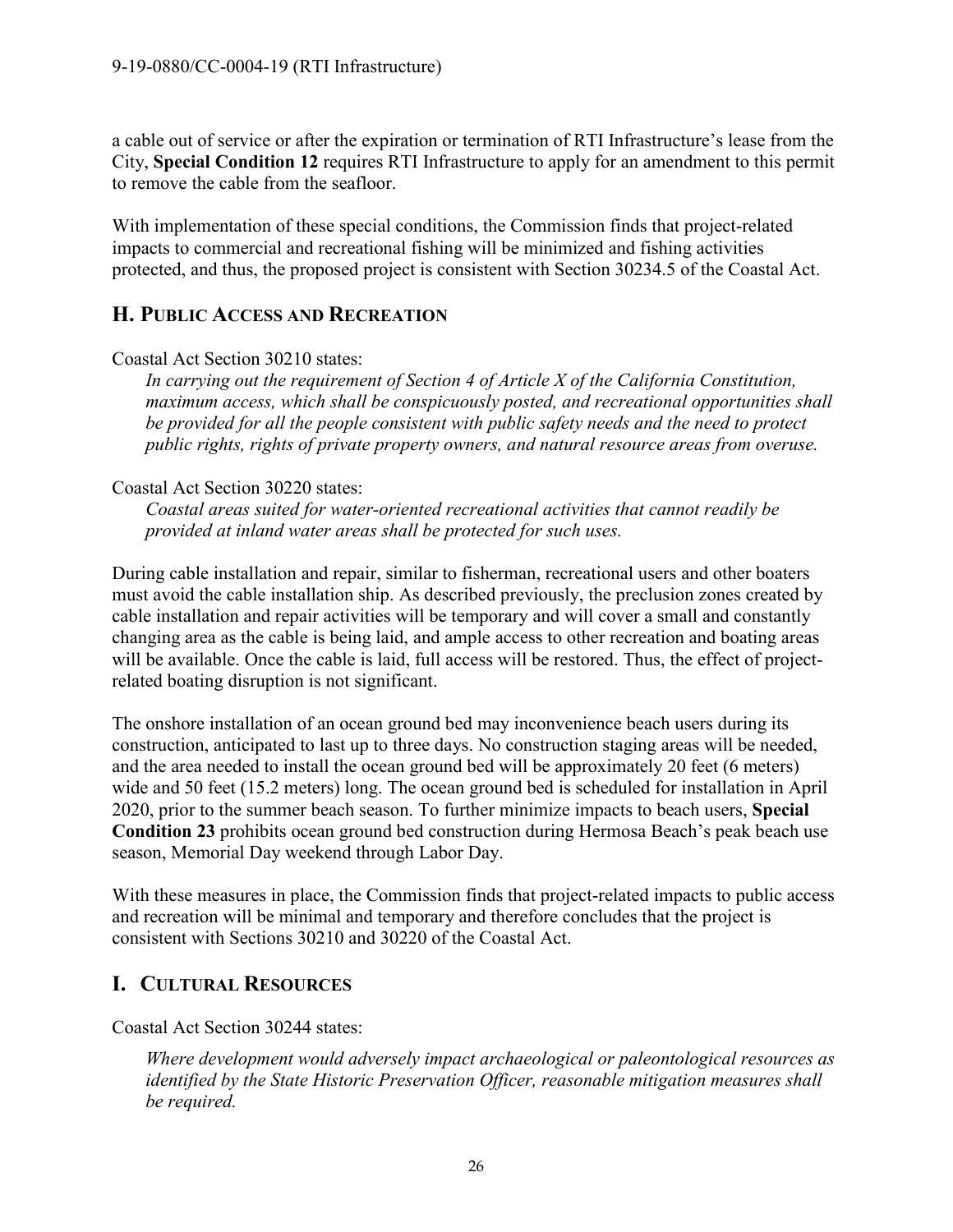a cable out of service or after the expiration or termination of RTI Infrastructure's lease from the City, **Special Condition 12** requires RTI Infrastructure to apply for an amendment to this permit to remove the cable from the seafloor.

With implementation of these special conditions, the Commission finds that project-related impacts to commercial and recreational fishing will be minimized and fishing activities protected, and thus, the proposed project is consistent with Section 30234.5 of the Coastal Act.

## H. Public Access and Recreation

Coastal Act Section 30210 states:

*In carrying out the requirement of Section 4 of Article X of the California Constitution, maximum access, which shall be conspicuously posted, and recreational opportunities shall be provided for all the people consistent with public safety needs and the need to protect public rights, rights of private property owners, and natural resource areas from overuse.*

Coastal Act Section 30220 states:

*Coastal areas suited for water-oriented recreational activities that cannot readily be provided at inland water areas shall be protected for such uses.*

During cable installation and repair, similar to fisherman, recreational users and other boaters must avoid the cable installation ship. As described previously, the preclusion zones created by cable installation and repair activities will be temporary and will cover a small and constantly changing area as the cable is being laid, and ample access to other recreation and boating areas will be available. Once the cable is laid, full access will be restored. Thus, the effect of project-related boating disruption is not significant.

The onshore installation of an ocean ground bed may inconvenience beach users during its construction, anticipated to last up to three days. No construction staging areas will be needed, and the area needed to install the ocean ground bed will be approximately 20 feet (6 meters) wide and 50 feet (15.2 meters) long. The ocean ground bed is scheduled for installation in April 2020, prior to the summer beach season. To further minimize impacts to beach users, **Special Condition 23** prohibits ocean ground bed construction during Hermosa Beach's peak beach use season, Memorial Day weekend through Labor Day.

With these measures in place, the Commission finds that project-related impacts to public access and recreation will be minimal and temporary and therefore concludes that the project is consistent with Sections 30210 and 30220 of the Coastal Act.

## I. Cultural Resources

Coastal Act Section 30244 states:

*Where development would adversely impact archaeological or paleontological resources as identified by the State Historic Preservation Officer, reasonable mitigation measures shall be required.*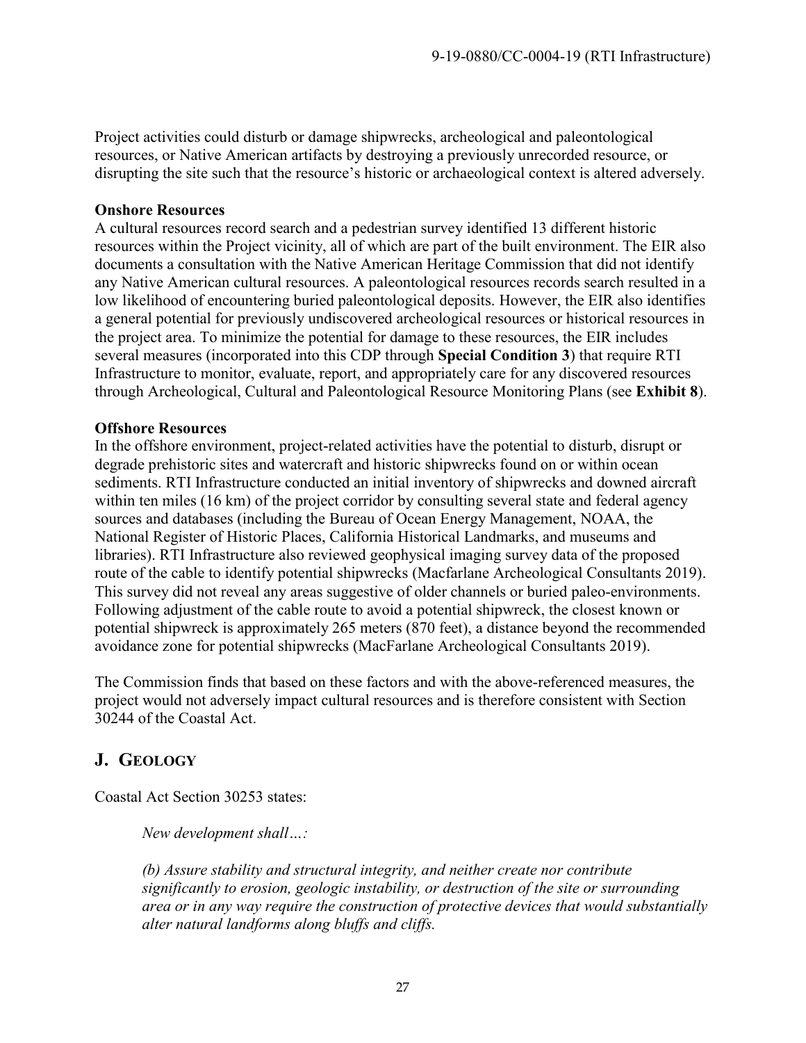Project activities could disturb or damage shipwrecks, archeological and paleontological resources, or Native American artifacts by destroying a previously unrecorded resource, or disrupting the site such that the resource's historic or archaeological context is altered adversely.

**Onshore Resources**

A cultural resources record search and a pedestrian survey identified 13 different historic resources within the Project vicinity, all of which are part of the built environment. The EIR also documents a consultation with the Native American Heritage Commission that did not identify any Native American cultural resources. A paleontological resources records search resulted in a low likelihood of encountering buried paleontological deposits. However, the EIR also identifies a general potential for previously undiscovered archeological resources or historical resources in the project area. To minimize the potential for damage to these resources, the EIR includes several measures (incorporated into this CDP through **Special Condition 3**) that require RTI Infrastructure to monitor, evaluate, report, and appropriately care for any discovered resources through Archeological, Cultural and Paleontological Resource Monitoring Plans (see **Exhibit 8**).

**Offshore Resources**

In the offshore environment, project-related activities have the potential to disturb, disrupt or degrade prehistoric sites and watercraft and historic shipwrecks found on or within ocean sediments. RTI Infrastructure conducted an initial inventory of shipwrecks and downed aircraft within ten miles (16 km) of the project corridor by consulting several state and federal agency sources and databases (including the Bureau of Ocean Energy Management, NOAA, the National Register of Historic Places, California Historical Landmarks, and museums and libraries). RTI Infrastructure also reviewed geophysical imaging survey data of the proposed route of the cable to identify potential shipwrecks (Macfarlane Archeological Consultants 2019). This survey did not reveal any areas suggestive of older channels or buried paleo-environments. Following adjustment of the cable route to avoid a potential shipwreck, the closest known or potential shipwreck is approximately 265 meters (870 feet), a distance beyond the recommended avoidance zone for potential shipwrecks (MacFarlane Archeological Consultants 2019).

The Commission finds that based on these factors and with the above-referenced measures, the project would not adversely impact cultural resources and is therefore consistent with Section 30244 of the Coastal Act.

## J. GEOLOGY

Coastal Act Section 30253 states:

> *New development shall…:*
>
> *(b) Assure stability and structural integrity, and neither create nor contribute significantly to erosion, geologic instability, or destruction of the site or surrounding area or in any way require the construction of protective devices that would substantially alter natural landforms along bluffs and cliffs.*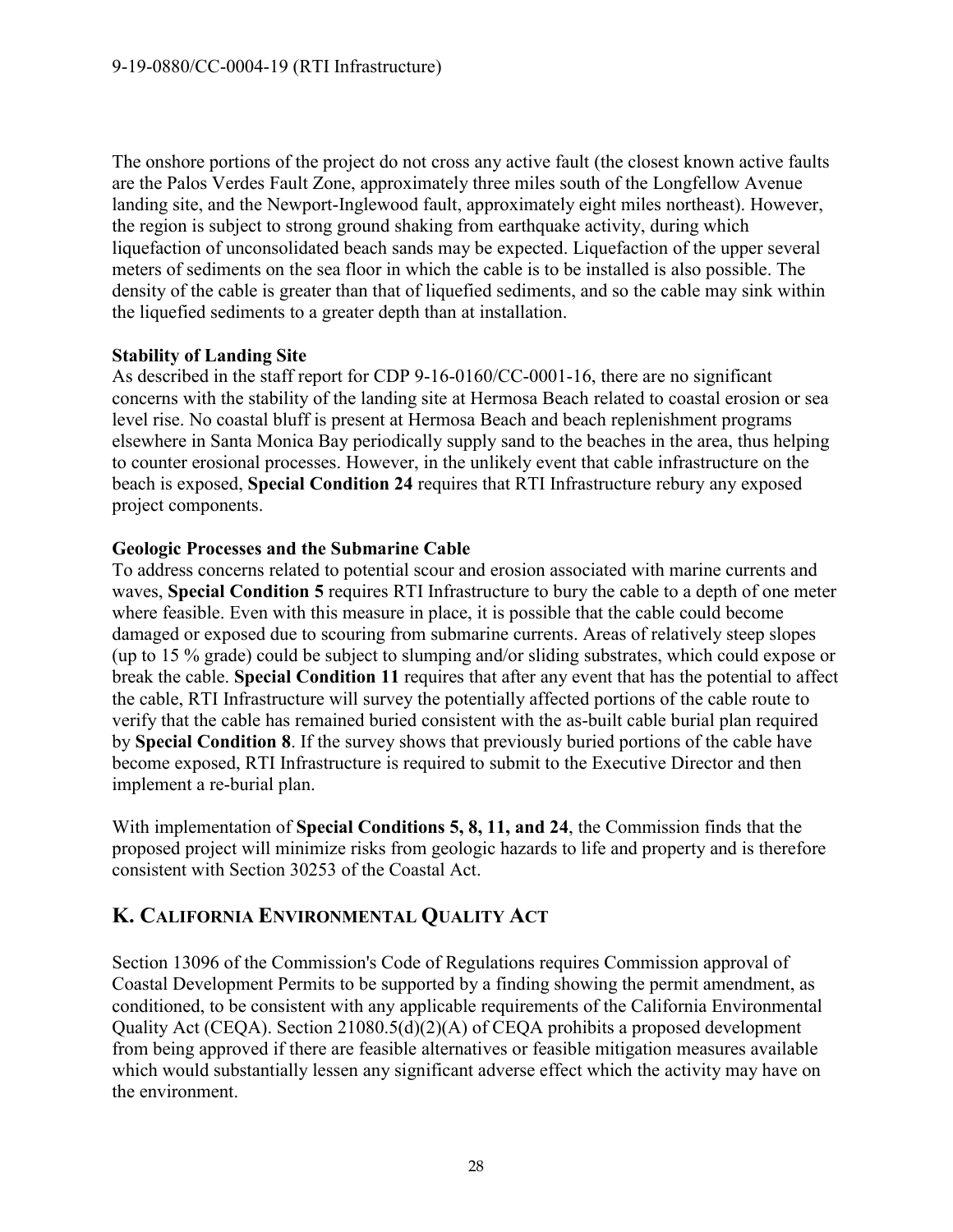The onshore portions of the project do not cross any active fault (the closest known active faults are the Palos Verdes Fault Zone, approximately three miles south of the Longfellow Avenue landing site, and the Newport-Inglewood fault, approximately eight miles northeast). However, the region is subject to strong ground shaking from earthquake activity, during which liquefaction of unconsolidated beach sands may be expected. Liquefaction of the upper several meters of sediments on the sea floor in which the cable is to be installed is also possible. The density of the cable is greater than that of liquefied sediments, and so the cable may sink within the liquefied sediments to a greater depth than at installation.

**Stability of Landing Site**

As described in the staff report for CDP 9-16-0160/CC-0001-16, there are no significant concerns with the stability of the landing site at Hermosa Beach related to coastal erosion or sea level rise. No coastal bluff is present at Hermosa Beach and beach replenishment programs elsewhere in Santa Monica Bay periodically supply sand to the beaches in the area, thus helping to counter erosional processes. However, in the unlikely event that cable infrastructure on the beach is exposed, **Special Condition 24** requires that RTI Infrastructure rebury any exposed project components.

**Geologic Processes and the Submarine Cable**

To address concerns related to potential scour and erosion associated with marine currents and waves, **Special Condition 5** requires RTI Infrastructure to bury the cable to a depth of one meter where feasible. Even with this measure in place, it is possible that the cable could become damaged or exposed due to scouring from submarine currents. Areas of relatively steep slopes (up to 15 % grade) could be subject to slumping and/or sliding substrates, which could expose or break the cable. **Special Condition 11** requires that after any event that has the potential to affect the cable, RTI Infrastructure will survey the potentially affected portions of the cable route to verify that the cable has remained buried consistent with the as-built cable burial plan required by **Special Condition 8**. If the survey shows that previously buried portions of the cable have become exposed, RTI Infrastructure is required to submit to the Executive Director and then implement a re-burial plan.

With implementation of **Special Conditions 5, 8, 11, and 24**, the Commission finds that the proposed project will minimize risks from geologic hazards to life and property and is therefore consistent with Section 30253 of the Coastal Act.

## K. California Environmental Quality Act

Section 13096 of the Commission's Code of Regulations requires Commission approval of Coastal Development Permits to be supported by a finding showing the permit amendment, as conditioned, to be consistent with any applicable requirements of the California Environmental Quality Act (CEQA). Section 21080.5(d)(2)(A) of CEQA prohibits a proposed development from being approved if there are feasible alternatives or feasible mitigation measures available which would substantially lessen any significant adverse effect which the activity may have on the environment.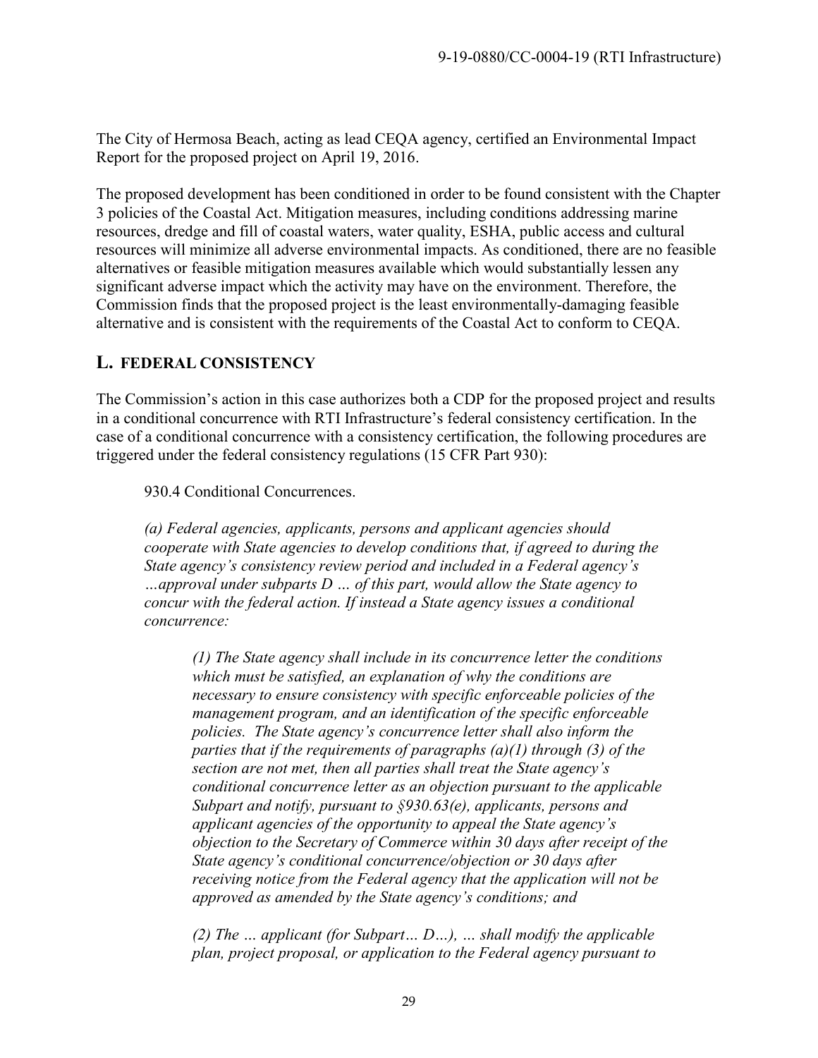The City of Hermosa Beach, acting as lead CEQA agency, certified an Environmental Impact Report for the proposed project on April 19, 2016.

The proposed development has been conditioned in order to be found consistent with the Chapter 3 policies of the Coastal Act. Mitigation measures, including conditions addressing marine resources, dredge and fill of coastal waters, water quality, ESHA, public access and cultural resources will minimize all adverse environmental impacts. As conditioned, there are no feasible alternatives or feasible mitigation measures available which would substantially lessen any significant adverse impact which the activity may have on the environment. Therefore, the Commission finds that the proposed project is the least environmentally-damaging feasible alternative and is consistent with the requirements of the Coastal Act to conform to CEQA.

## L. FEDERAL CONSISTENCY

The Commission's action in this case authorizes both a CDP for the proposed project and results in a conditional concurrence with RTI Infrastructure's federal consistency certification. In the case of a conditional concurrence with a consistency certification, the following procedures are triggered under the federal consistency regulations (15 CFR Part 930):

> 930.4 Conditional Concurrences.
>
> *(a) Federal agencies, applicants, persons and applicant agencies should cooperate with State agencies to develop conditions that, if agreed to during the State agency's consistency review period and included in a Federal agency's …approval under subparts D … of this part, would allow the State agency to concur with the federal action. If instead a State agency issues a conditional concurrence:*
>
> > *(1) The State agency shall include in its concurrence letter the conditions which must be satisfied, an explanation of why the conditions are necessary to ensure consistency with specific enforceable policies of the management program, and an identification of the specific enforceable policies. The State agency's concurrence letter shall also inform the parties that if the requirements of paragraphs (a)(1) through (3) of the section are not met, then all parties shall treat the State agency's conditional concurrence letter as an objection pursuant to the applicable Subpart and notify, pursuant to §930.63(e), applicants, persons and applicant agencies of the opportunity to appeal the State agency's objection to the Secretary of Commerce within 30 days after receipt of the State agency's conditional concurrence/objection or 30 days after receiving notice from the Federal agency that the application will not be approved as amended by the State agency's conditions; and*
> >
> > *(2) The … applicant (for Subpart… D…), … shall modify the applicable plan, project proposal, or application to the Federal agency pursuant to*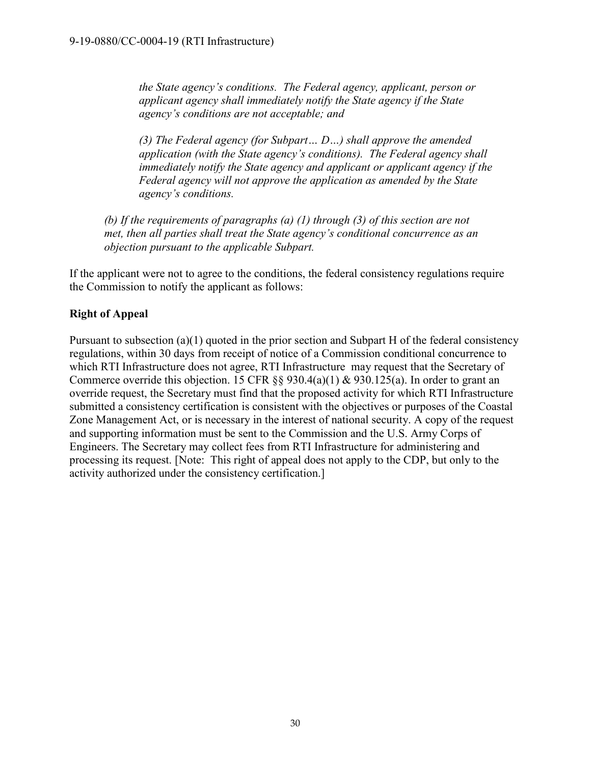*the State agency's conditions. The Federal agency, applicant, person or applicant agency shall immediately notify the State agency if the State agency's conditions are not acceptable; and*

*(3) The Federal agency (for Subpart… D…) shall approve the amended application (with the State agency's conditions). The Federal agency shall immediately notify the State agency and applicant or applicant agency if the Federal agency will not approve the application as amended by the State agency's conditions.*

*(b) If the requirements of paragraphs (a) (1) through (3) of this section are not met, then all parties shall treat the State agency's conditional concurrence as an objection pursuant to the applicable Subpart.*

If the applicant were not to agree to the conditions, the federal consistency regulations require the Commission to notify the applicant as follows:

**Right of Appeal**

Pursuant to subsection (a)(1) quoted in the prior section and Subpart H of the federal consistency regulations, within 30 days from receipt of notice of a Commission conditional concurrence to which RTI Infrastructure does not agree, RTI Infrastructure may request that the Secretary of Commerce override this objection. 15 CFR §§ 930.4(a)(1) & 930.125(a). In order to grant an override request, the Secretary must find that the proposed activity for which RTI Infrastructure submitted a consistency certification is consistent with the objectives or purposes of the Coastal Zone Management Act, or is necessary in the interest of national security. A copy of the request and supporting information must be sent to the Commission and the U.S. Army Corps of Engineers. The Secretary may collect fees from RTI Infrastructure for administering and processing its request. [Note: This right of appeal does not apply to the CDP, but only to the activity authorized under the consistency certification.]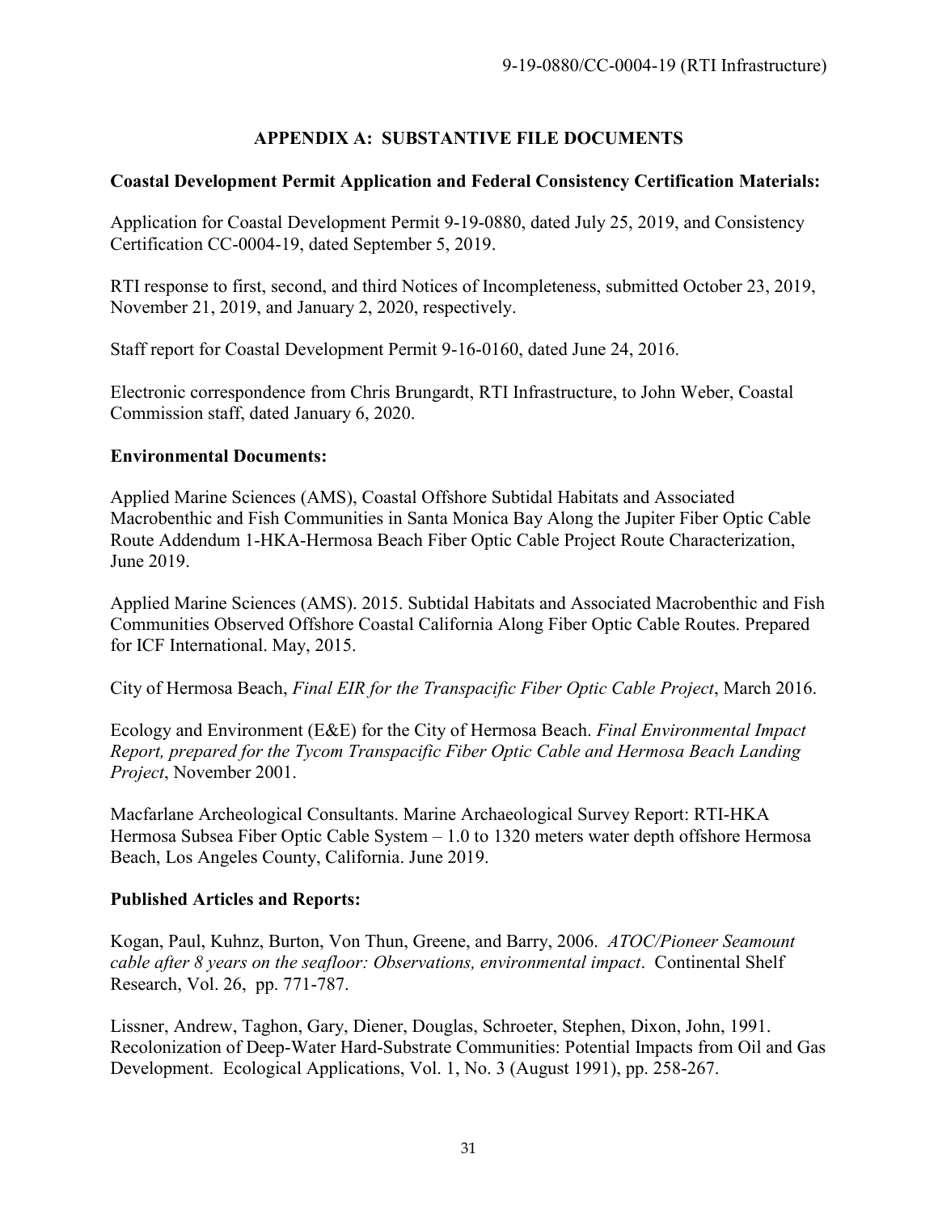## APPENDIX A: SUBSTANTIVE FILE DOCUMENTS

### Coastal Development Permit Application and Federal Consistency Certification Materials:

Application for Coastal Development Permit 9-19-0880, dated July 25, 2019, and Consistency Certification CC-0004-19, dated September 5, 2019.

RTI response to first, second, and third Notices of Incompleteness, submitted October 23, 2019, November 21, 2019, and January 2, 2020, respectively.

Staff report for Coastal Development Permit 9-16-0160, dated June 24, 2016.

Electronic correspondence from Chris Brungardt, RTI Infrastructure, to John Weber, Coastal Commission staff, dated January 6, 2020.

### Environmental Documents:

Applied Marine Sciences (AMS), Coastal Offshore Subtidal Habitats and Associated Macrobenthic and Fish Communities in Santa Monica Bay Along the Jupiter Fiber Optic Cable Route Addendum 1-HKA-Hermosa Beach Fiber Optic Cable Project Route Characterization, June 2019.

Applied Marine Sciences (AMS). 2015. Subtidal Habitats and Associated Macrobenthic and Fish Communities Observed Offshore Coastal California Along Fiber Optic Cable Routes. Prepared for ICF International. May, 2015.

City of Hermosa Beach, *Final EIR for the Transpacific Fiber Optic Cable Project*, March 2016.

Ecology and Environment (E&E) for the City of Hermosa Beach. *Final Environmental Impact Report, prepared for the Tycom Transpacific Fiber Optic Cable and Hermosa Beach Landing Project*, November 2001.

Macfarlane Archeological Consultants. Marine Archaeological Survey Report: RTI-HKA Hermosa Subsea Fiber Optic Cable System – 1.0 to 1320 meters water depth offshore Hermosa Beach, Los Angeles County, California. June 2019.

### Published Articles and Reports:

Kogan, Paul, Kuhnz, Burton, Von Thun, Greene, and Barry, 2006. *ATOC/Pioneer Seamount cable after 8 years on the seafloor: Observations, environmental impact*. Continental Shelf Research, Vol. 26, pp. 771-787.

Lissner, Andrew, Taghon, Gary, Diener, Douglas, Schroeter, Stephen, Dixon, John, 1991. Recolonization of Deep-Water Hard-Substrate Communities: Potential Impacts from Oil and Gas Development. Ecological Applications, Vol. 1, No. 3 (August 1991), pp. 258-267.